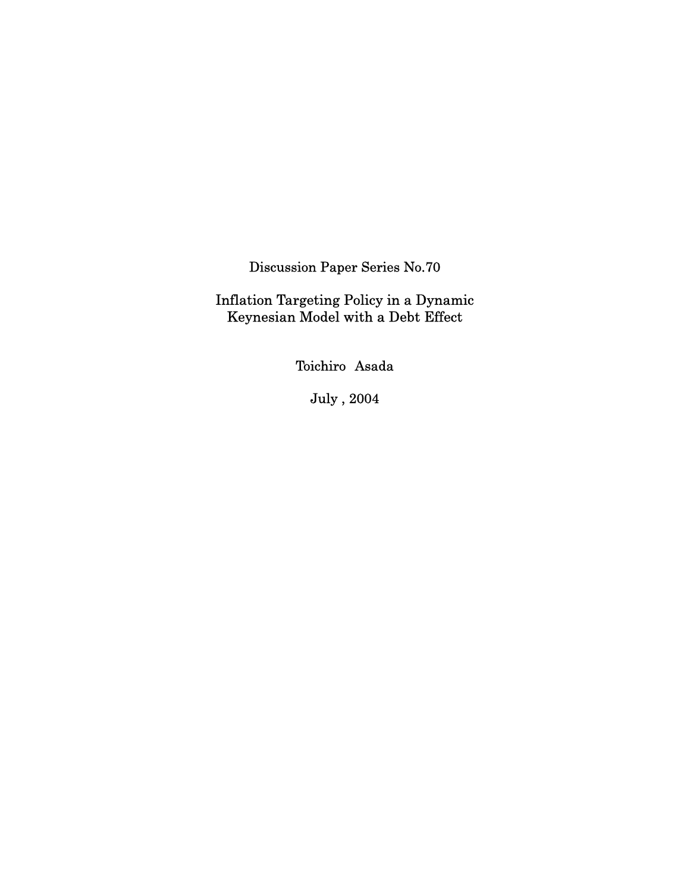Discussion Paper Series No.70

# Inflation Targeting Policy in a Dynamic Keynesian Model with a Debt Effect

Toichiro Asada

July , 2004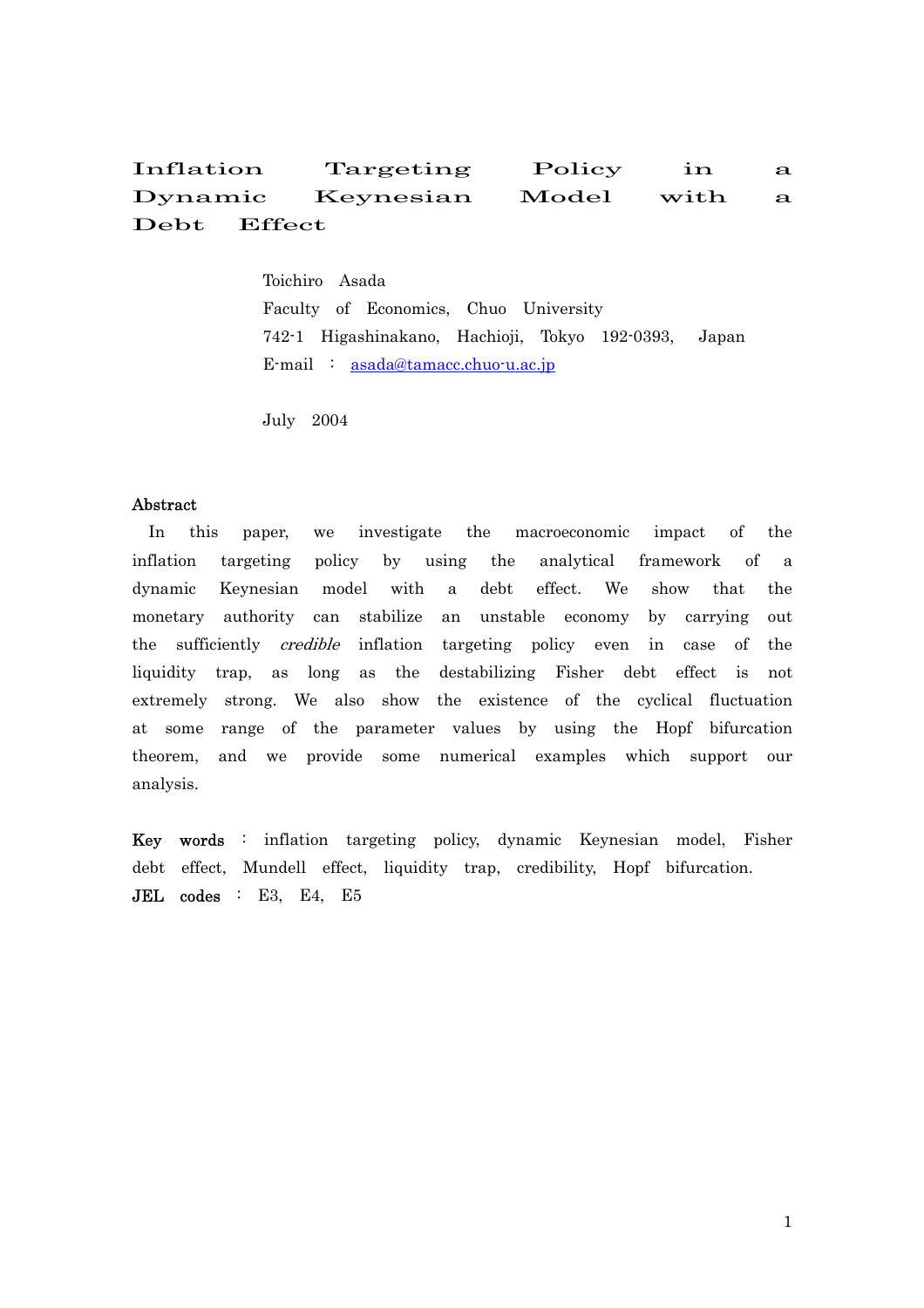# Inflation Targeting Policy in a Dynamic Keynesian Model with a Debt Effect

Toichiro Asada
Faculty of Economics, Chuo University
742-1 Higashinakano, Hachioji, Tokyo 192-0393, Japan
E-mail : asada@tamacc.chuo-u.ac.jp

July 2004

**Abstract**

In this paper, we investigate the macroeconomic impact of the inflation targeting policy by using the analytical framework of a dynamic Keynesian model with a debt effect. We show that the monetary authority can stabilize an unstable economy by carrying out the sufficiently *credible* inflation targeting policy even in case of the liquidity trap, as long as the destabilizing Fisher debt effect is not extremely strong. We also show the existence of the cyclical fluctuation at some range of the parameter values by using the Hopf bifurcation theorem, and we provide some numerical examples which support our analysis.

**Key words** : inflation targeting policy, dynamic Keynesian model, Fisher debt effect, Mundell effect, liquidity trap, credibility, Hopf bifurcation.

**JEL codes** : E3, E4, E5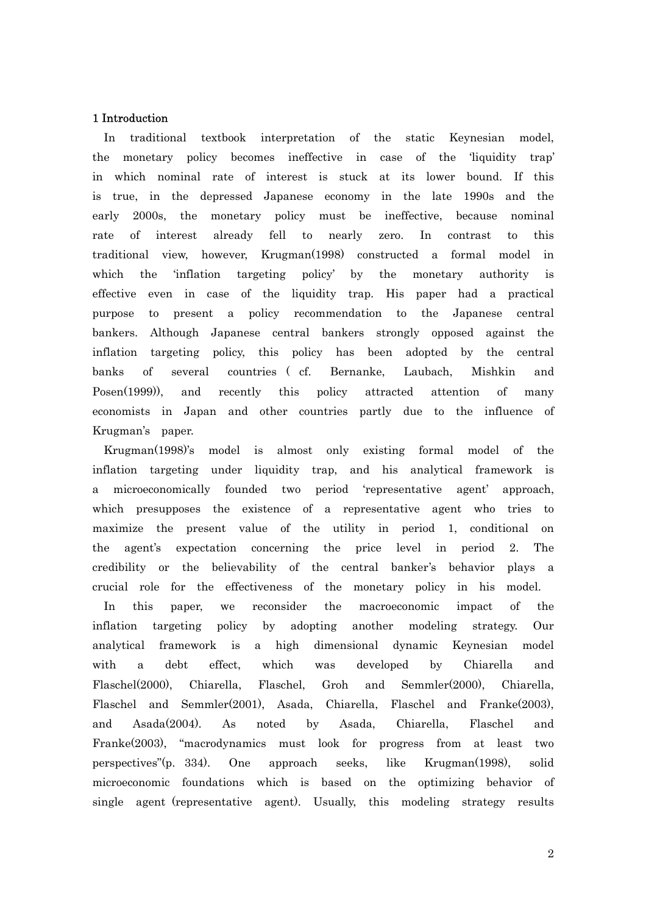## 1 Introduction

In traditional textbook interpretation of the static Keynesian model, the monetary policy becomes ineffective in case of the 'liquidity trap' in which nominal rate of interest is stuck at its lower bound. If this is true, in the depressed Japanese economy in the late 1990s and the early 2000s, the monetary policy must be ineffective, because nominal rate of interest already fell to nearly zero. In contrast to this traditional view, however, Krugman(1998) constructed a formal model in which the 'inflation targeting policy' by the monetary authority is effective even in case of the liquidity trap. His paper had a practical purpose to present a policy recommendation to the Japanese central bankers. Although Japanese central bankers strongly opposed against the inflation targeting policy, this policy has been adopted by the central banks of several countries ( cf. Bernanke, Laubach, Mishkin and Posen(1999)), and recently this policy attracted attention of many economists in Japan and other countries partly due to the influence of Krugman's paper.

Krugman(1998)'s model is almost only existing formal model of the inflation targeting under liquidity trap, and his analytical framework is a microeconomically founded two period 'representative agent' approach, which presupposes the existence of a representative agent who tries to maximize the present value of the utility in period 1, conditional on the agent's expectation concerning the price level in period 2. The credibility or the believability of the central banker's behavior plays a crucial role for the effectiveness of the monetary policy in his model.

In this paper, we reconsider the macroeconomic impact of the inflation targeting policy by adopting another modeling strategy. Our analytical framework is a high dimensional dynamic Keynesian model with a debt effect, which was developed by Chiarella and Flaschel(2000), Chiarella, Flaschel, Groh and Semmler(2000), Chiarella, Flaschel and Semmler(2001), Asada, Chiarella, Flaschel and Franke(2003), and Asada(2004). As noted by Asada, Chiarella, Flaschel and Franke(2003), "macrodynamics must look for progress from at least two perspectives"(p. 334). One approach seeks, like Krugman(1998), solid microeconomic foundations which is based on the optimizing behavior of single agent (representative agent). Usually, this modeling strategy results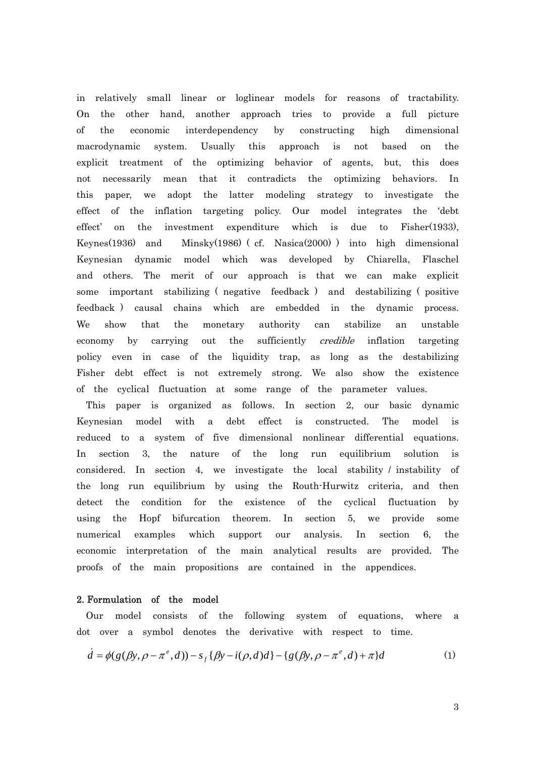in relatively small linear or loglinear models for reasons of tractability. On the other hand, another approach tries to provide a full picture of the economic interdependency by constructing high dimensional macrodynamic system. Usually this approach is not based on the explicit treatment of the optimizing behavior of agents, but, this does not necessarily mean that it contradicts the optimizing behaviors. In this paper, we adopt the latter modeling strategy to investigate the effect of the inflation targeting policy. Our model integrates the 'debt effect' on the investment expenditure which is due to Fisher(1933), Keynes(1936) and Minsky(1986) ( cf. Nasica(2000) ) into high dimensional Keynesian dynamic model which was developed by Chiarella, Flaschel and others. The merit of our approach is that we can make explicit some important stabilizing ( negative feedback ) and destabilizing ( positive feedback ) causal chains which are embedded in the dynamic process. We show that the monetary authority can stabilize an unstable economy by carrying out the sufficiently *credible* inflation targeting policy even in case of the liquidity trap, as long as the destabilizing Fisher debt effect is not extremely strong. We also show the existence of the cyclical fluctuation at some range of the parameter values.

This paper is organized as follows. In section 2, our basic dynamic Keynesian model with a debt effect is constructed. The model is reduced to a system of five dimensional nonlinear differential equations. In section 3, the nature of the long run equilibrium solution is considered. In section 4, we investigate the local stability / instability of the long run equilibrium by using the Routh-Hurwitz criteria, and then detect the condition for the existence of the cyclical fluctuation by using the Hopf bifurcation theorem. In section 5, we provide some numerical examples which support our analysis. In section 6, the economic interpretation of the main analytical results are provided. The proofs of the main propositions are contained in the appendices.

## 2. Formulation of the model

Our model consists of the following system of equations, where a dot over a symbol denotes the derivative with respect to time.

$$\dot{d} = \phi(g(\beta y, \rho - \pi^e, d)) - s_f\{\beta y - i(\rho, d)d\} - \{g(\beta y, \rho - \pi^e, d) + \pi\}d \tag{1}$$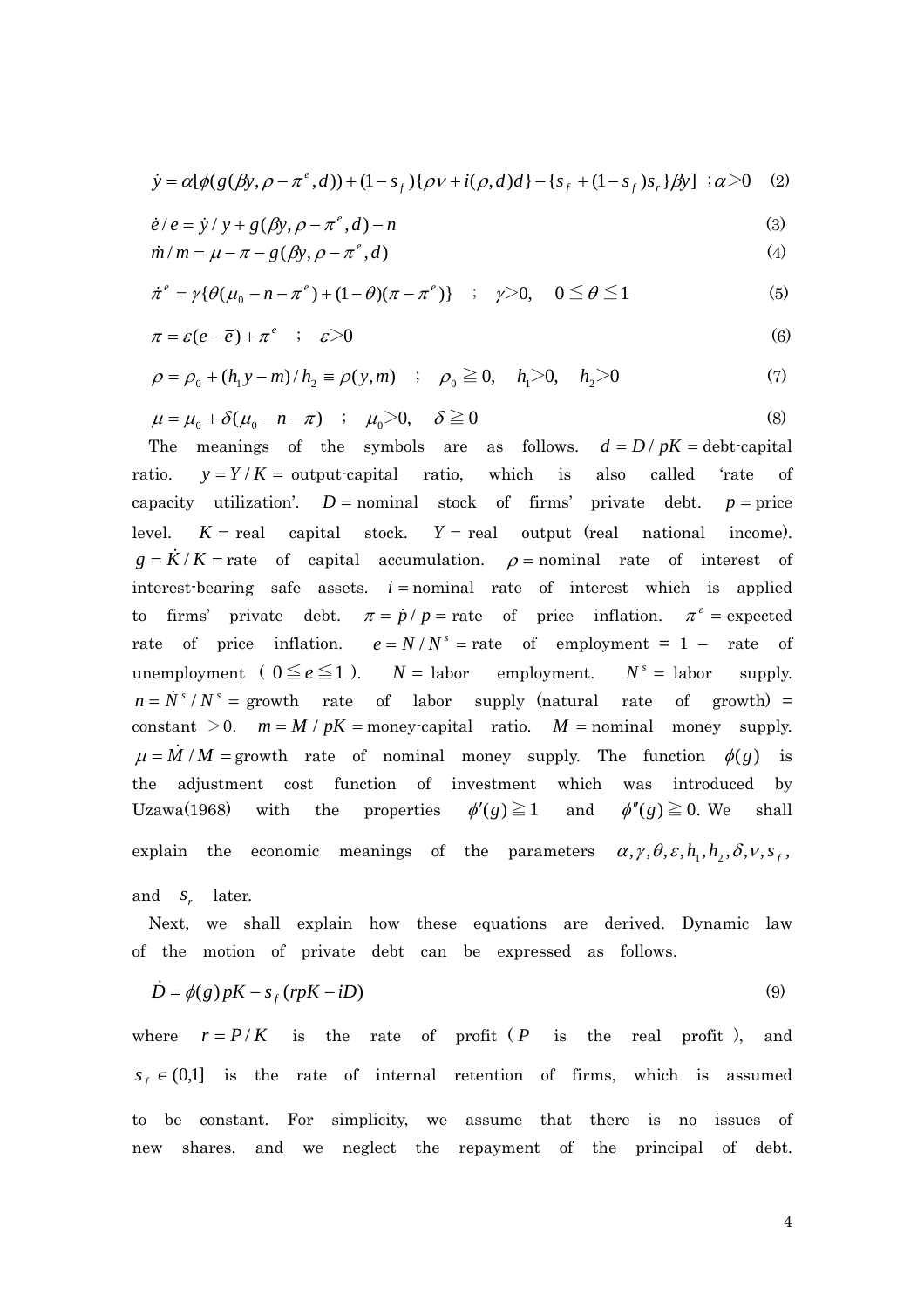$$\dot{y} = \alpha[\phi(g(\beta y, \rho - \pi^e, d)) + (1 - s_f)\{\rho \nu + i(\rho, d)d\} - \{s_f + (1 - s_f)s_r\}\beta y] \quad ; \alpha > 0 \quad (2)$$

$$\dot{e}/e = \dot{y}/y + g(\beta y, \rho - \pi^e, d) - n \quad (3)$$

$$\dot{m}/m = \mu - \pi - g(\beta y, \rho - \pi^e, d) \quad (4)$$

$$\dot{\pi}^e = \gamma\{\theta(\mu_0 - n - \pi^e) + (1 - \theta)(\pi - \pi^e)\} \quad ; \quad \gamma > 0, \quad 0 \leqq \theta \leqq 1 \quad (5)$$

$$\pi = \varepsilon(e - \bar{e}) + \pi^e \quad ; \quad \varepsilon > 0 \quad (6)$$

$$\rho = \rho_0 + (h_1 y - m)/h_2 \equiv \rho(y, m) \quad ; \quad \rho_0 \geqq 0, \quad h_1 > 0, \quad h_2 > 0 \quad (7)$$

$$\mu = \mu_0 + \delta(\mu_0 - n - \pi) \quad ; \quad \mu_0 > 0, \quad \delta \geqq 0 \quad (8)$$

The meanings of the symbols are as follows. $d = D/pK =$ debt-capital ratio. $y = Y/K =$ output-capital ratio, which is also called 'rate of capacity utilization'. $D =$ nominal stock of firms' private debt. $p =$ price level. $K =$ real capital stock. $Y =$ real output (real national income). $g = \dot{K}/K =$ rate of capital accumulation. $\rho =$ nominal rate of interest of interest-bearing safe assets. $i =$ nominal rate of interest which is applied to firms' private debt. $\pi = \dot{p}/p =$ rate of price inflation. $\pi^e =$ expected rate of price inflation. $e = N/N^s =$ rate of employment = 1 − rate of unemployment ($0 \leqq e \leqq 1$). $N =$ labor employment. $N^s =$ labor supply. $n = \dot{N}^s/N^s =$ growth rate of labor supply (natural rate of growth) = constant $> 0$. $m = M/pK =$ money-capital ratio. $M =$ nominal money supply. $\mu = \dot{M}/M =$ growth rate of nominal money supply. The function $\phi(g)$ is the adjustment cost function of investment which was introduced by Uzawa(1968) with the properties $\phi'(g) \geqq 1$ and $\phi''(g) \geqq 0$. We shall explain the economic meanings of the parameters $\alpha, \gamma, \theta, \varepsilon, h_1, h_2, \delta, \nu, s_f$, and $s_r$ later.

Next, we shall explain how these equations are derived. Dynamic law of the motion of private debt can be expressed as follows.

$$\dot{D} = \phi(g)pK - s_f(rpK - iD) \quad (9)$$

where $r = P/K$ is the rate of profit ($P$ is the real profit), and $s_f \in (0,1]$ is the rate of internal retention of firms, which is assumed to be constant. For simplicity, we assume that there is no issues of new shares, and we neglect the repayment of the principal of debt.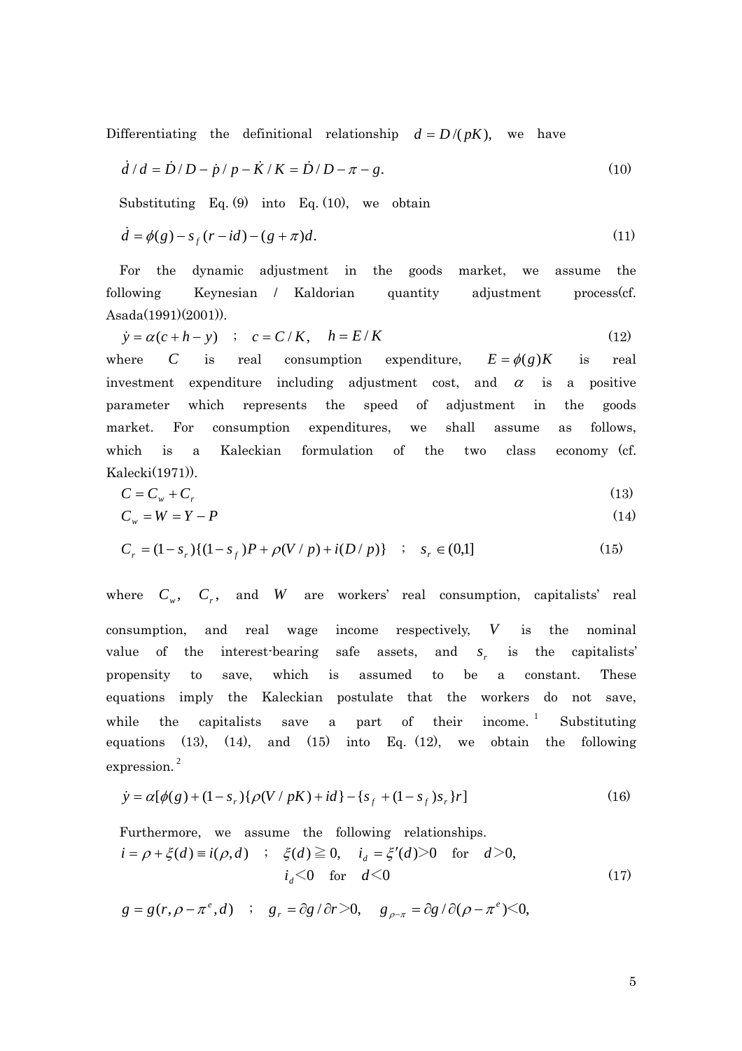Differentiating the definitional relationship $d = D/(pK)$, we have

$$\dot{d}/d = \dot{D}/D - \dot{p}/p - \dot{K}/K = \dot{D}/D - \pi - g. \tag{10}$$

Substituting Eq. (9) into Eq. (10), we obtain

$$\dot{d} = \phi(g) - s_f(r - id) - (g + \pi)d. \tag{11}$$

For the dynamic adjustment in the goods market, we assume the following Keynesian / Kaldorian quantity adjustment process(cf. Asada(1991)(2001)).

$$\dot{y} = \alpha(c + h - y) \quad ; \quad c = C/K, \quad h = E/K \tag{12}$$

where $C$ is real consumption expenditure, $E = \phi(g)K$ is real investment expenditure including adjustment cost, and $\alpha$ is a positive parameter which represents the speed of adjustment in the goods market. For consumption expenditures, we shall assume as follows, which is a Kaleckian formulation of the two class economy (cf. Kalecki(1971)).

$$C = C_w + C_r \tag{13}$$

$$C_w = W = Y - P \tag{14}$$

$$C_r = (1 - s_r)\{(1 - s_f)P + \rho(V/p) + i(D/p)\} \quad ; \quad s_r \in (0,1] \tag{15}$$

where $C_w$, $C_r$, and $W$ are workers' real consumption, capitalists' real consumption, and real wage income respectively, $V$ is the nominal value of the interest-bearing safe assets, and $s_r$ is the capitalists' propensity to save, which is assumed to be a constant. These equations imply the Kaleckian postulate that the workers do not save, while the capitalists save a part of their income. [1] Substituting equations (13), (14), and (15) into Eq. (12), we obtain the following expression. [2]

$$\dot{y} = \alpha[\phi(g) + (1 - s_r)\{\rho(V/pK) + id\} - \{s_f + (1 - s_f)s_r\}r] \tag{16}$$

Furthermore, we assume the following relationships.

$$i = \rho + \xi(d) \equiv i(\rho, d) \quad ; \quad \xi(d) \geqq 0, \quad i_d = \xi'(d) > 0 \quad \text{for} \quad d > 0,$$
$$i_d < 0 \quad \text{for} \quad d < 0 \tag{17}$$

$$g = g(r, \rho - \pi^e, d) \quad ; \quad g_r = \partial g / \partial r > 0, \quad g_{\rho - \pi} = \partial g / \partial(\rho - \pi^e) < 0,$$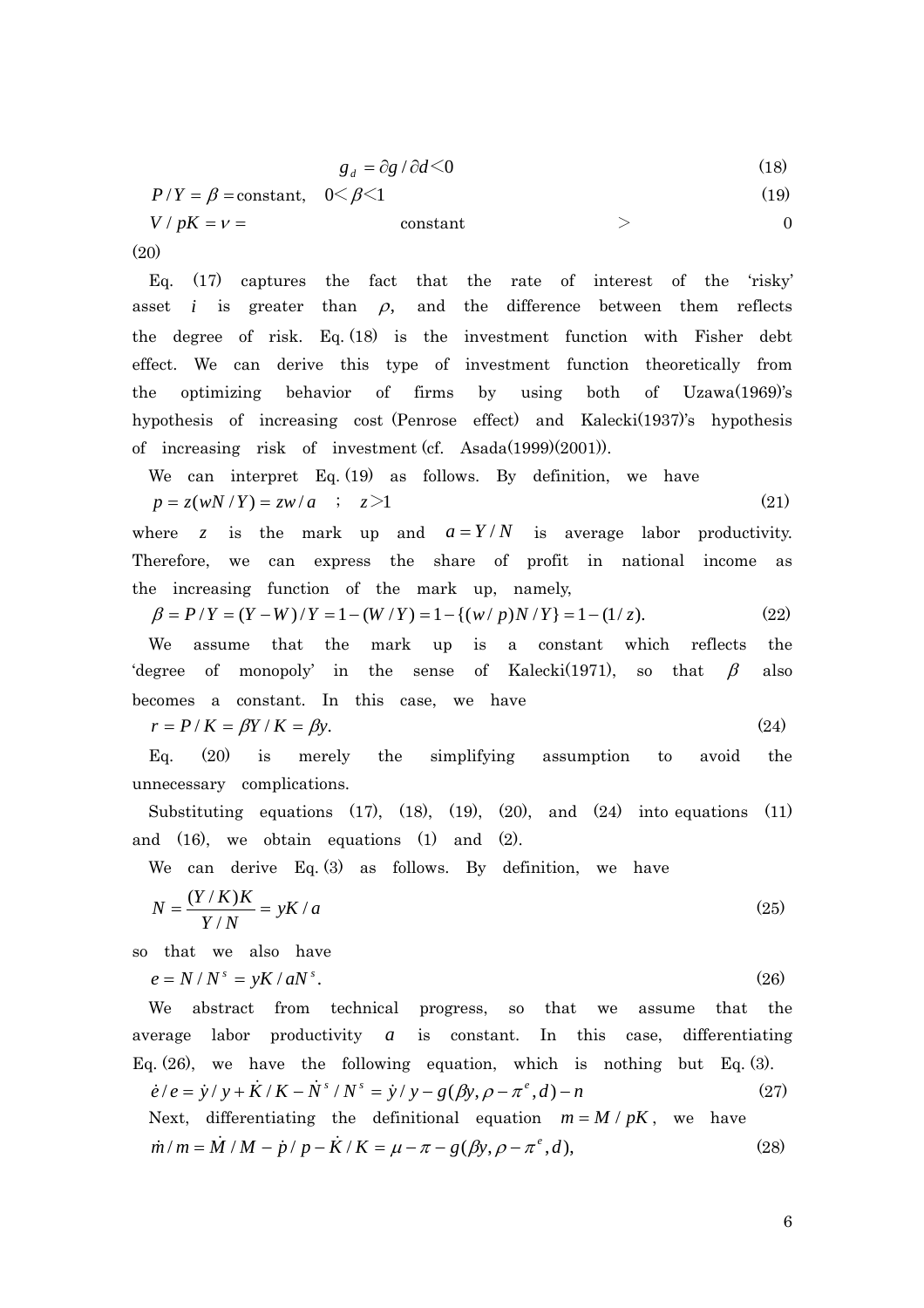$$g_d = \partial g / \partial d < 0 \tag{18}$$

$$P / Y = \beta = \text{constant}, \quad 0 < \beta < 1 \tag{19}$$

$$V / pK = \nu = \text{constant} > 0 \tag{20}$$

Eq. (17) captures the fact that the rate of interest of the 'risky' asset $i$ is greater than $\rho$, and the difference between them reflects the degree of risk. Eq. (18) is the investment function with Fisher debt effect. We can derive this type of investment function theoretically from the optimizing behavior of firms by using both of Uzawa(1969)'s hypothesis of increasing cost (Penrose effect) and Kalecki(1937)'s hypothesis of increasing risk of investment (cf. Asada(1999)(2001)).

We can interpret Eq. (19) as follows. By definition, we have

$$p = z(wN / Y) = zw / a \quad ; \quad z > 1 \tag{21}$$

where $z$ is the mark up and $a = Y / N$ is average labor productivity. Therefore, we can express the share of profit in national income as the increasing function of the mark up, namely,

$$\beta = P / Y = (Y - W) / Y = 1 - (W / Y) = 1 - \{(w / p)N / Y\} = 1 - (1 / z). \tag{22}$$

We assume that the mark up is a constant which reflects the 'degree of monopoly' in the sense of Kalecki(1971), so that $\beta$ also becomes a constant. In this case, we have

$$r = P / K = \beta Y / K = \beta y. \tag{24}$$

Eq. (20) is merely the simplifying assumption to avoid the unnecessary complications.

Substituting equations (17), (18), (19), (20), and (24) into equations (11) and (16), we obtain equations (1) and (2).

We can derive Eq. (3) as follows. By definition, we have

$$N = \frac{(Y / K)K}{Y / N} = yK / a \tag{25}$$

so that we also have

$$e = N / N^s = yK / aN^s. \tag{26}$$

We abstract from technical progress, so that we assume that the average labor productivity $a$ is constant. In this case, differentiating Eq. (26), we have the following equation, which is nothing but Eq. (3).

$$\dot{e} / e = \dot{y} / y + \dot{K} / K - \dot{N}^s / N^s = \dot{y} / y - g(\beta y, \rho - \pi^e, d) - n \tag{27}$$

Next, differentiating the definitional equation $m = M / pK$, we have

$$\dot{m} / m = \dot{M} / M - \dot{p} / p - \dot{K} / K = \mu - \pi - g(\beta y, \rho - \pi^e, d), \tag{28}$$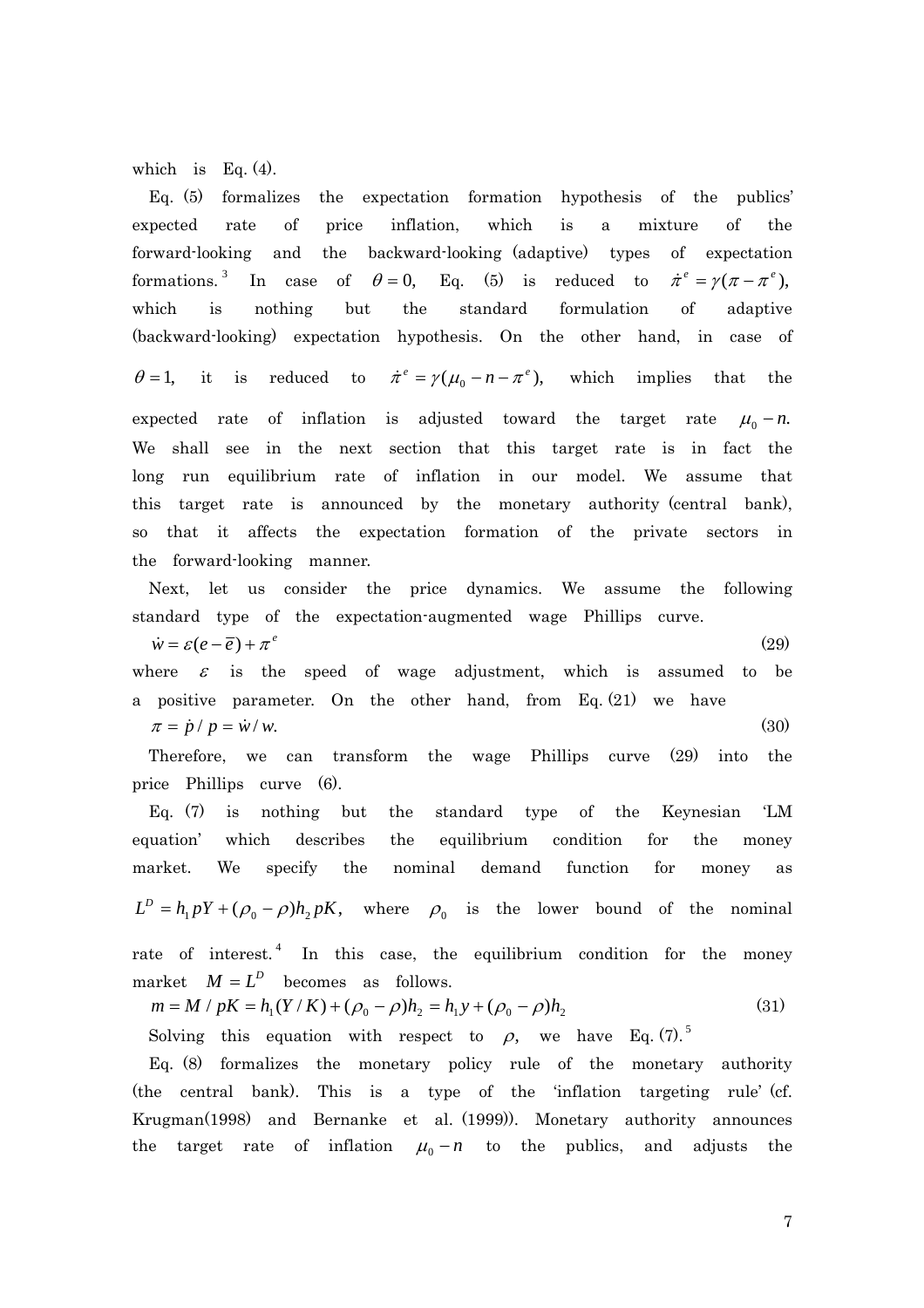which is Eq. (4).

Eq. (5) formalizes the expectation formation hypothesis of the publics' expected rate of price inflation, which is a mixture of the forward-looking and the backward-looking (adaptive) types of expectation formations.[3] In case of $\theta = 0,$ Eq. (5) is reduced to $\dot{\pi}^e = \gamma(\pi - \pi^e),$ which is nothing but the standard formulation of adaptive (backward-looking) expectation hypothesis. On the other hand, in case of $\theta = 1,$ it is reduced to $\dot{\pi}^e = \gamma(\mu_0 - n - \pi^e),$ which implies that the expected rate of inflation is adjusted toward the target rate $\mu_0 - n.$ We shall see in the next section that this target rate is in fact the long run equilibrium rate of inflation in our model. We assume that this target rate is announced by the monetary authority (central bank), so that it affects the expectation formation of the private sectors in the forward-looking manner.

Next, let us consider the price dynamics. We assume the following standard type of the expectation-augmented wage Phillips curve.

$$\dot{w} = \varepsilon(e - \bar{e}) + \pi^e \tag{29}$$

where $\varepsilon$ is the speed of wage adjustment, which is assumed to be a positive parameter. On the other hand, from Eq. (21) we have

$$\pi = \dot{p} / p = \dot{w} / w. \tag{30}$$

Therefore, we can transform the wage Phillips curve (29) into the price Phillips curve (6).

Eq. (7) is nothing but the standard type of the Keynesian 'LM equation' which describes the equilibrium condition for the money market. We specify the nominal demand function for money as $L^D = h_1 pY + (\rho_0 - \rho) h_2 pK,$ where $\rho_0$ is the lower bound of the nominal rate of interest.[4] In this case, the equilibrium condition for the money market $M = L^D$ becomes as follows.

$$m = M / pK = h_1(Y/K) + (\rho_0 - \rho)h_2 = h_1 y + (\rho_0 - \rho)h_2 \tag{31}$$

Solving this equation with respect to $\rho,$ we have Eq. (7).[5]

Eq. (8) formalizes the monetary policy rule of the monetary authority (the central bank). This is a type of the 'inflation targeting rule' (cf. Krugman(1998) and Bernanke et al. (1999)). Monetary authority announces the target rate of inflation $\mu_0 - n$ to the publics, and adjusts the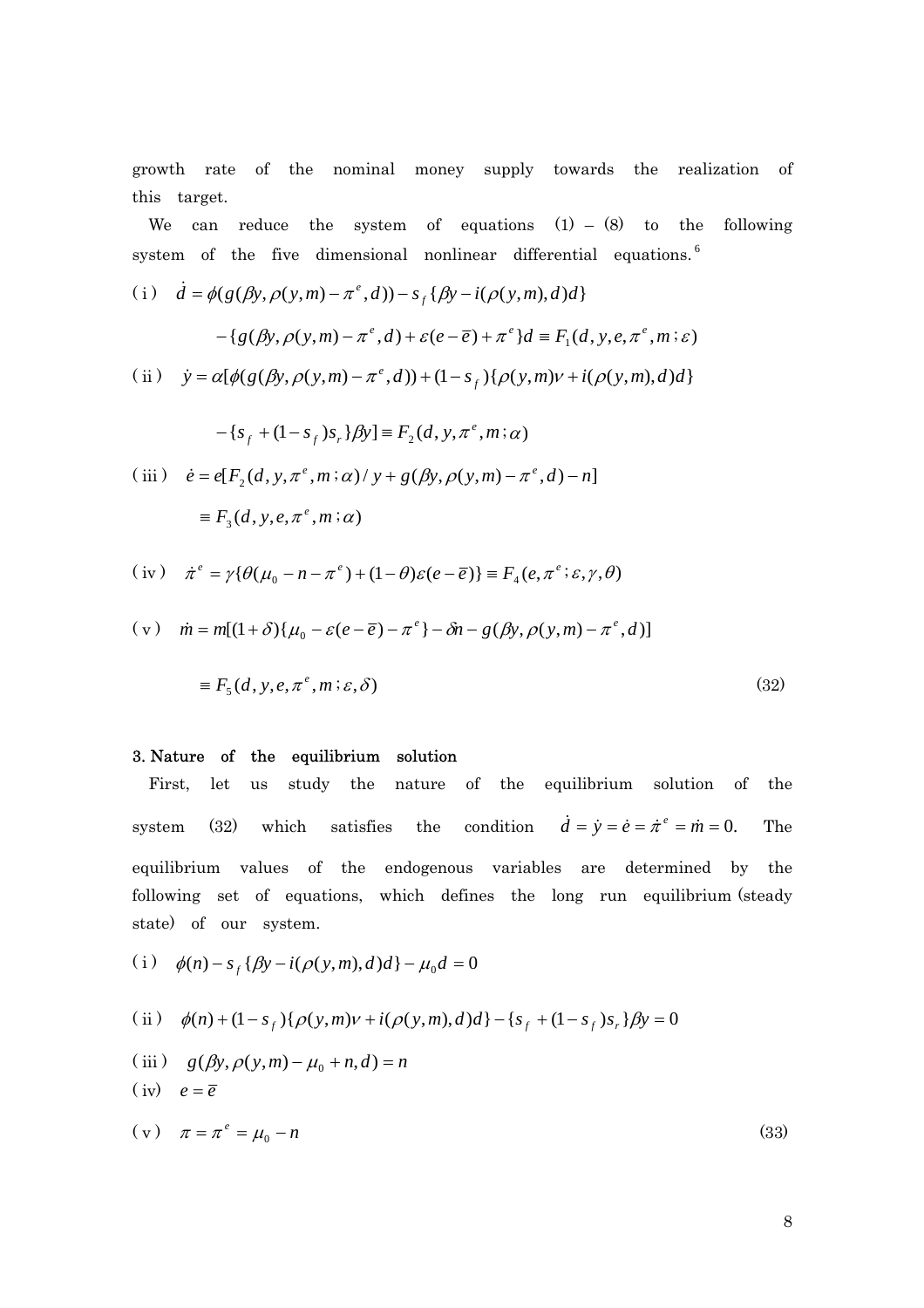growth rate of the nominal money supply towards the realization of this target.

We can reduce the system of equations (1) – (8) to the following system of the five dimensional nonlinear differential equations.[6]

$$\text{(i)} \quad \dot{d} = \phi(g(\beta y, \rho(y,m) - \pi^e, d)) - s_f\{\beta y - i(\rho(y,m), d)d\}$$

$$- \{g(\beta y, \rho(y,m) - \pi^e, d) + \varepsilon(e - \bar{e}) + \pi^e\}d \equiv F_1(d, y, e, \pi^e, m\,; \varepsilon)$$

$$\text{(ii)} \quad \dot{y} = \alpha[\phi(g(\beta y, \rho(y,m) - \pi^e, d)) + (1 - s_f)\{\rho(y,m)\nu + i(\rho(y,m), d)d\}$$

$$- \{s_f + (1 - s_f)s_r\}\beta y] \equiv F_2(d, y, \pi^e, m\,; \alpha)$$

$$\text{(iii)} \quad \dot{e} = e[F_2(d, y, \pi^e, m\,; \alpha)/y + g(\beta y, \rho(y,m) - \pi^e, d) - n]$$

$$\equiv F_3(d, y, e, \pi^e, m\,; \alpha)$$

$$\text{(iv)} \quad \dot{\pi}^e = \gamma\{\theta(\mu_0 - n - \pi^e) + (1 - \theta)\varepsilon(e - \bar{e})\} \equiv F_4(e, \pi^e\,; \varepsilon, \gamma, \theta)$$

$$\text{(v)} \quad \dot{m} = m[(1 + \delta)\{\mu_0 - \varepsilon(e - \bar{e}) - \pi^e\} - \delta n - g(\beta y, \rho(y,m) - \pi^e, d)]$$

$$\equiv F_5(d, y, e, \pi^e, m\,; \varepsilon, \delta) \tag{32}$$

## 3. Nature of the equilibrium solution

First, let us study the nature of the equilibrium solution of the system (32) which satisfies the condition $\dot{d} = \dot{y} = \dot{e} = \dot{\pi}^e = \dot{m} = 0$. The equilibrium values of the endogenous variables are determined by the following set of equations, which defines the long run equilibrium (steady state) of our system.

$$\text{(i)} \quad \phi(n) - s_f\{\beta y - i(\rho(y,m), d)d\} - \mu_0 d = 0$$

$$\text{(ii)} \quad \phi(n) + (1 - s_f)\{\rho(y,m)\nu + i(\rho(y,m), d)d\} - \{s_f + (1 - s_f)s_r\}\beta y = 0$$

$$\text{(iii)} \quad g(\beta y, \rho(y,m) - \mu_0 + n, d) = n$$

$$\text{(iv)} \quad e = \bar{e}$$

$$\text{(v)} \quad \pi = \pi^e = \mu_0 - n \tag{33}$$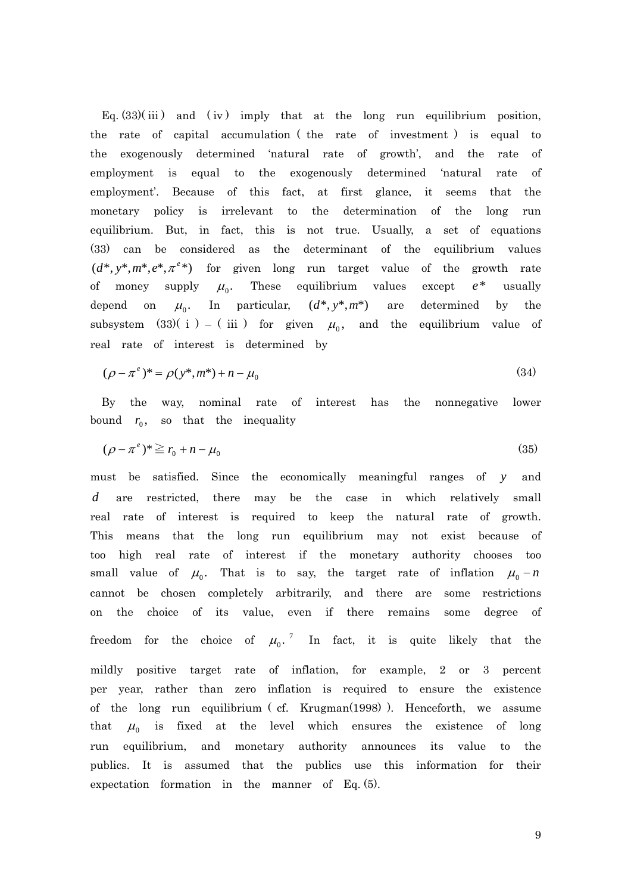Eq. (33)(iii) and (iv) imply that at the long run equilibrium position, the rate of capital accumulation (the rate of investment) is equal to the exogenously determined 'natural rate of growth', and the rate of employment is equal to the exogenously determined 'natural rate of employment'. Because of this fact, at first glance, it seems that the monetary policy is irrelevant to the determination of the long run equilibrium. But, in fact, this is not true. Usually, a set of equations (33) can be considered as the determinant of the equilibrium values $(d^*, y^*, m^*, e^*, \pi^{e*})$ for given long run target value of the growth rate of money supply $\mu_0$. These equilibrium values except $e^*$ usually depend on $\mu_0$. In particular, $(d^*, y^*, m^*)$ are determined by the subsystem (33)(i) – (iii) for given $\mu_0$, and the equilibrium value of real rate of interest is determined by

$$(\rho - \pi^e)^* = \rho(y^*, m^*) + n - \mu_0 \tag{34}$$

By the way, nominal rate of interest has the nonnegative lower bound $r_0$, so that the inequality

$$(\rho - \pi^e)^* \geqq r_0 + n - \mu_0 \tag{35}$$

must be satisfied. Since the economically meaningful ranges of $y$ and $d$ are restricted, there may be the case in which relatively small real rate of interest is required to keep the natural rate of growth. This means that the long run equilibrium may not exist because of too high real rate of interest if the monetary authority chooses too small value of $\mu_0$. That is to say, the target rate of inflation $\mu_0 - n$ cannot be chosen completely arbitrarily, and there are some restrictions on the choice of its value, even if there remains some degree of freedom for the choice of $\mu_0$.[7] In fact, it is quite likely that the mildly positive target rate of inflation, for example, 2 or 3 percent per year, rather than zero inflation is required to ensure the existence of the long run equilibrium (cf. Krugman(1998)). Henceforth, we assume that $\mu_0$ is fixed at the level which ensures the existence of long run equilibrium, and monetary authority announces its value to the publics. It is assumed that the publics use this information for their expectation formation in the manner of Eq. (5).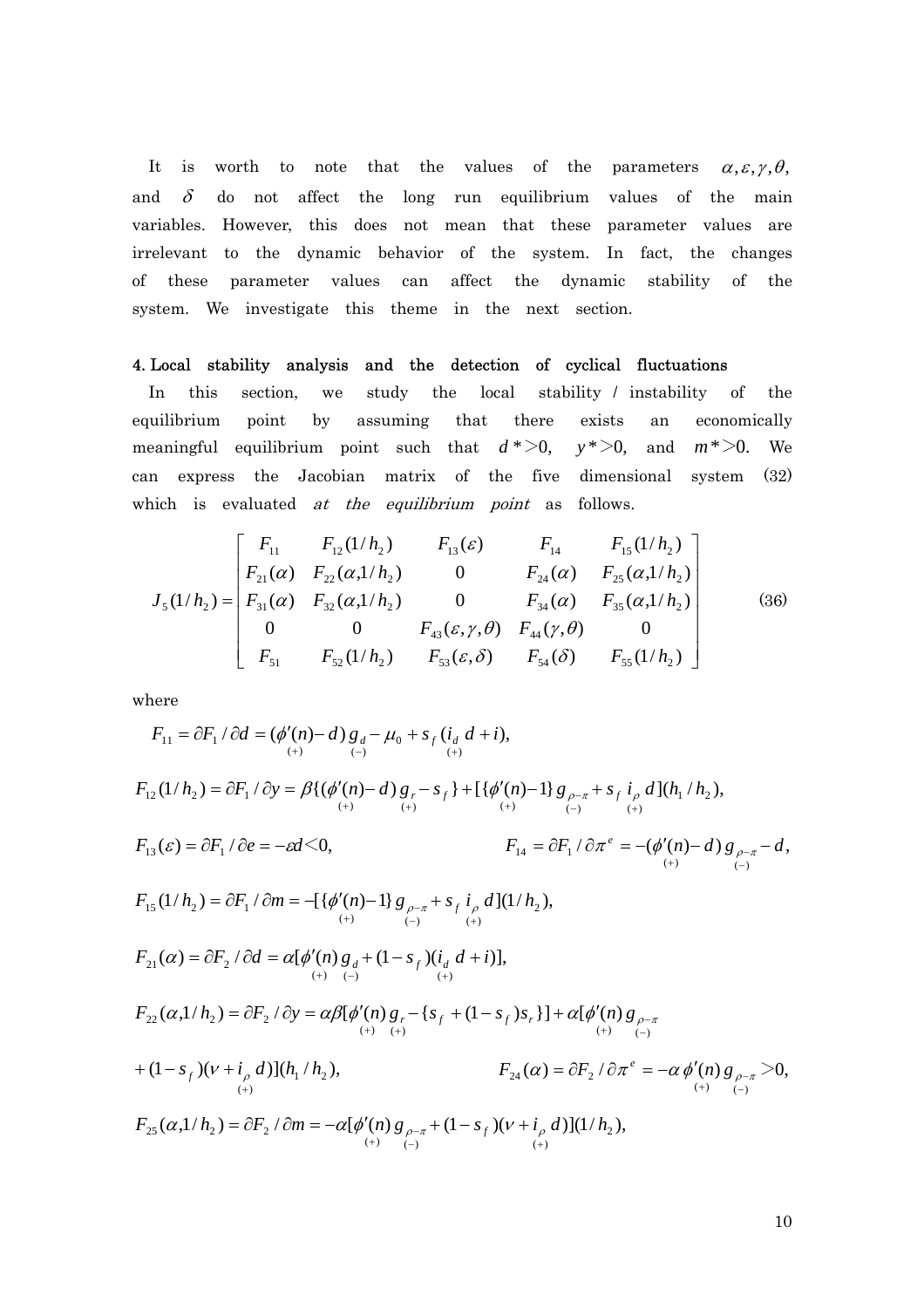It is worth to note that the values of the parameters $\alpha, \varepsilon, \gamma, \theta,$ and $\delta$ do not affect the long run equilibrium values of the main variables. However, this does not mean that these parameter values are irrelevant to the dynamic behavior of the system. In fact, the changes of these parameter values can affect the dynamic stability of the system. We investigate this theme in the next section.

## 4. Local stability analysis and the detection of cyclical fluctuations

In this section, we study the local stability / instability of the equilibrium point by assuming that there exists an economically meaningful equilibrium point such that $d^*>0$, $y^*>0$, and $m^*>0$. We can express the Jacobian matrix of the five dimensional system (32) which is evaluated *at the equilibrium point* as follows.

$$J_5(1/h_2) = \begin{bmatrix} F_{11} & F_{12}(1/h_2) & F_{13}(\varepsilon) & F_{14} & F_{15}(1/h_2) \\ F_{21}(\alpha) & F_{22}(\alpha, 1/h_2) & 0 & F_{24}(\alpha) & F_{25}(\alpha, 1/h_2) \\ F_{31}(\alpha) & F_{32}(\alpha, 1/h_2) & 0 & F_{34}(\alpha) & F_{35}(\alpha, 1/h_2) \\ 0 & 0 & F_{43}(\varepsilon, \gamma, \theta) & F_{44}(\gamma, \theta) & 0 \\ F_{51} & F_{52}(1/h_2) & F_{53}(\varepsilon, \delta) & F_{54}(\delta) & F_{55}(1/h_2) \end{bmatrix} \tag{36}$$

where

$$F_{11} = \partial F_1 / \partial d = (\underset{(+)}{\phi'(n)} - d)\underset{(-)}{g_d} - \mu_0 + s_f(\underset{(+)}{i_d} d + i),$$

$$F_{12}(1/h_2) = \partial F_1 / \partial y = \beta\{(\underset{(+)}{\phi'(n)} - d)\underset{(+)}{g_r} - s_f\} + [\{\underset{(+)}{\phi'(n)} - 1\}\underset{(-)}{g_{\rho-\pi}} + s_f \underset{(+)}{i_\rho} d](h_1/h_2),$$

$$F_{13}(\varepsilon) = \partial F_1 / \partial e = -\varepsilon d < 0, \qquad F_{14} = \partial F_1 / \partial \pi^e = -(\underset{(+)}{\phi'(n)} - d)\underset{(-)}{g_{\rho-\pi}} - d,$$

$$F_{15}(1/h_2) = \partial F_1 / \partial m = -[\{\underset{(+)}{\phi'(n)} - 1\}\underset{(-)}{g_{\rho-\pi}} + s_f \underset{(+)}{i_\rho} d](1/h_2),$$

$$F_{21}(\alpha) = \partial F_2 / \partial d = \alpha[\underset{(+)}{\phi'(n)}\underset{(-)}{g_d} + (1-s_f)(\underset{(+)}{i_d} d + i)],$$

$$F_{22}(\alpha, 1/h_2) = \partial F_2 / \partial y = \alpha\beta[\underset{(+)}{\phi'(n)}\underset{(+)}{g_r} - \{s_f + (1-s_f)s_r\}] + \alpha[\underset{(+)}{\phi'(n)}\underset{(-)}{g_{\rho-\pi}}$$

$$+ (1-s_f)(\nu + \underset{(+)}{i_\rho} d)](h_1/h_2), \qquad F_{24}(\alpha) = \partial F_2 / \partial \pi^e = -\alpha\,\underset{(+)}{\phi'(n)}\underset{(-)}{g_{\rho-\pi}} > 0,$$

$$F_{25}(\alpha, 1/h_2) = \partial F_2 / \partial m = -\alpha[\underset{(+)}{\phi'(n)}\underset{(-)}{g_{\rho-\pi}} + (1-s_f)(\nu + \underset{(+)}{i_\rho} d)](1/h_2),$$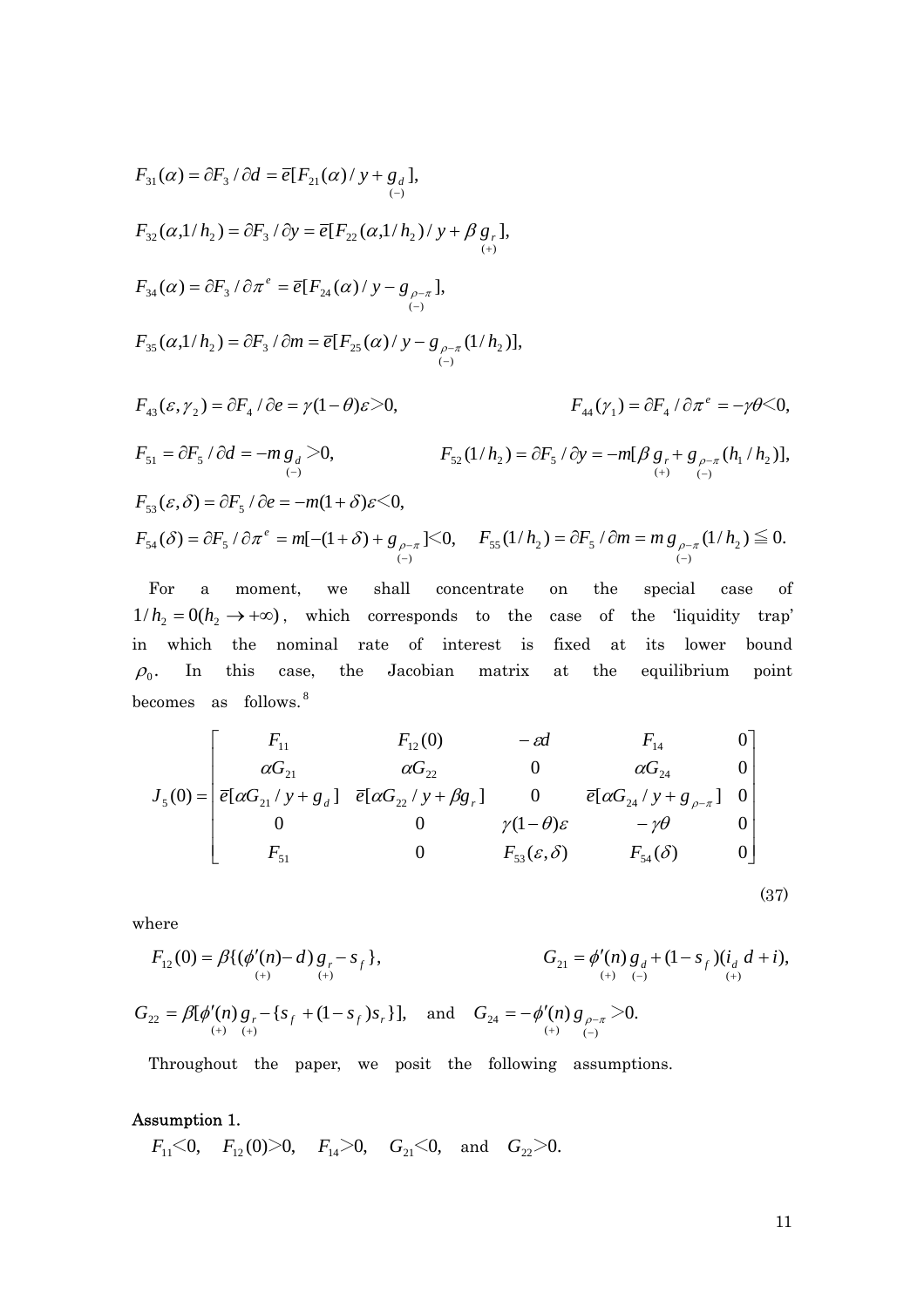$$F_{31}(\alpha) = \partial F_3 / \partial d = \bar{e}[F_{21}(\alpha)/y + \underset{(-)}{g_d}],$$

$$F_{32}(\alpha, 1/h_2) = \partial F_3 / \partial y = \bar{e}[F_{22}(\alpha, 1/h_2)/y + \beta \underset{(+)}{g_r}],$$

$$F_{34}(\alpha) = \partial F_3 / \partial \pi^e = \bar{e}[F_{24}(\alpha)/y - \underset{(-)}{g_{\rho-\pi}}],$$

$$F_{35}(\alpha, 1/h_2) = \partial F_3 / \partial m = \bar{e}[F_{25}(\alpha)/y - \underset{(-)}{g_{\rho-\pi}}(1/h_2)],$$

$$F_{43}(\varepsilon, \gamma_2) = \partial F_4 / \partial e = \gamma(1-\theta)\varepsilon > 0, \qquad F_{44}(\gamma_1) = \partial F_4 / \partial \pi^e = -\gamma\theta < 0,$$

$$F_{51} = \partial F_5 / \partial d = -m \underset{(-)}{g_d} > 0, \qquad F_{52}(1/h_2) = \partial F_5 / \partial y = -m[\beta \underset{(+)}{g_r} + \underset{(-)}{g_{\rho-\pi}}(h_1/h_2)],$$

$$F_{53}(\varepsilon, \delta) = \partial F_5 / \partial e = -m(1+\delta)\varepsilon < 0,$$

$$F_{54}(\delta) = \partial F_5 / \partial \pi^e = m[-(1+\delta) + \underset{(-)}{g_{\rho-\pi}}] < 0, \quad F_{55}(1/h_2) = \partial F_5 / \partial m = m \underset{(-)}{g_{\rho-\pi}}(1/h_2) \leqq 0.$$

For a moment, we shall concentrate on the special case of $1/h_2 = 0 (h_2 \to +\infty)$, which corresponds to the case of the 'liquidity trap' in which the nominal rate of interest is fixed at its lower bound $\rho_0$. In this case, the Jacobian matrix at the equilibrium point becomes as follows.[8]

$$J_5(0) = \begin{bmatrix} F_{11} & F_{12}(0) & -\varepsilon d & F_{14} & 0 \\ \alpha G_{21} & \alpha G_{22} & 0 & \alpha G_{24} & 0 \\ \bar{e}[\alpha G_{21}/y + g_d] & \bar{e}[\alpha G_{22}/y + \beta g_r] & 0 & \bar{e}[\alpha G_{24}/y + g_{\rho-\pi}] & 0 \\ 0 & 0 & \gamma(1-\theta)\varepsilon & -\gamma\theta & 0 \\ F_{51} & 0 & F_{53}(\varepsilon, \delta) & F_{54}(\delta) & 0 \end{bmatrix} \tag{37}$$

where

$$F_{12}(0) = \beta\{(\underset{(+)}{\phi'(n)} - d)\underset{(+)}{g_r} - s_f\}, \qquad G_{21} = \underset{(+)}{\phi'(n)}\underset{(-)}{g_d} + (1-s_f)(\underset{(+)}{i_d}\, d + i),$$

$$G_{22} = \beta[\underset{(+)}{\phi'(n)}\underset{(+)}{g_r} - \{s_f + (1-s_f)s_r\}], \quad \text{and} \quad G_{24} = -\underset{(+)}{\phi'(n)}\underset{(-)}{g_{\rho-\pi}} > 0.$$

Throughout the paper, we posit the following assumptions.

**Assumption 1.**

$F_{11} < 0, \quad F_{12}(0) > 0, \quad F_{14} > 0, \quad G_{21} < 0, \quad \text{and} \quad G_{22} > 0.$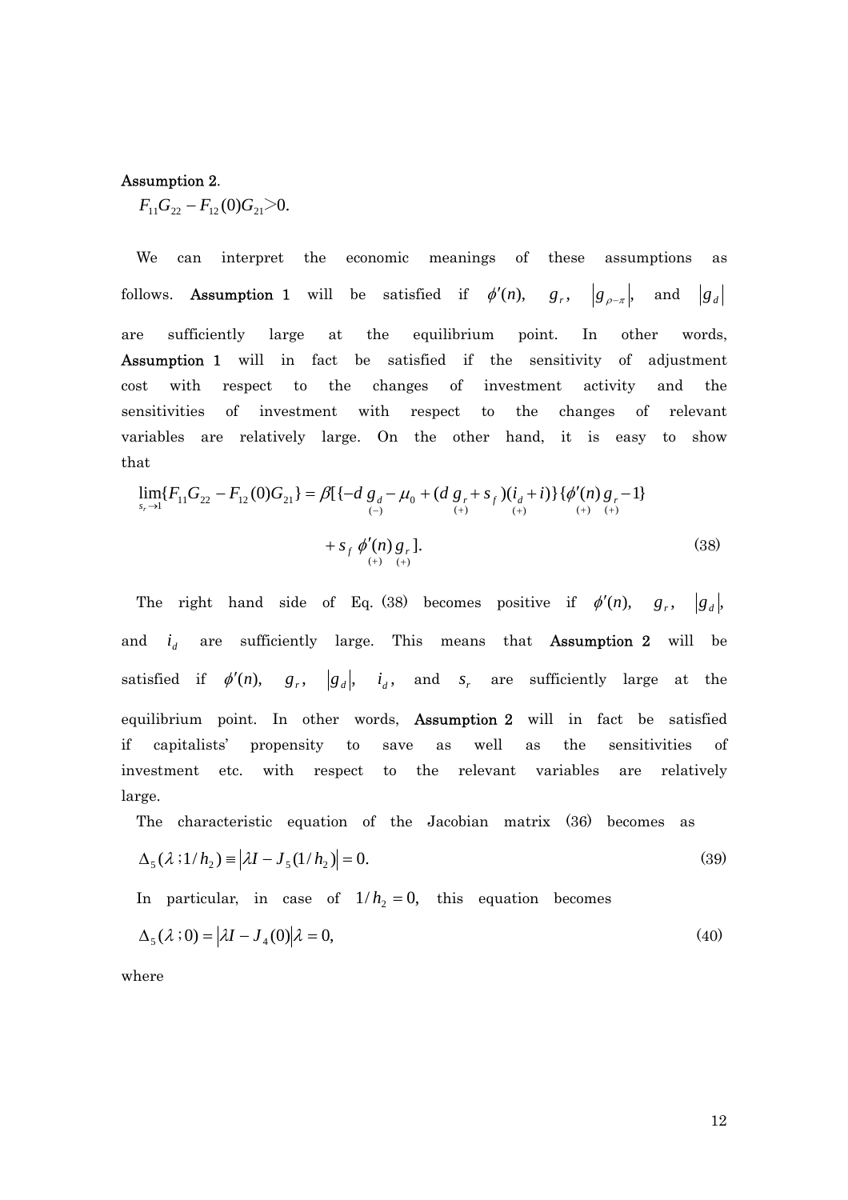**Assumption 2**.

$F_{11}G_{22} - F_{12}(0)G_{21} > 0.$

We can interpret the economic meanings of these assumptions as follows. **Assumption 1** will be satisfied if $\phi'(n)$, $g_r$, $|g_{\rho-\pi}|$, and $|g_d|$ are sufficiently large at the equilibrium point. In other words, **Assumption 1** will in fact be satisfied if the sensitivity of adjustment cost with respect to the changes of investment activity and the sensitivities of investment with respect to the changes of relevant variables are relatively large. On the other hand, it is easy to show that

$$\lim_{s_r \to 1}\{F_{11}G_{22} - F_{12}(0)G_{21}\} = \beta[\{-d \underset{(-)}{g_d} - \mu_0 + (d \underset{(+)}{g_r} + s_f)(\underset{(+)}{i_d} + i)\}\{\underset{(+)}{\phi'(n)} \underset{(+)}{g_r} - 1\}$$

$$+ s_f \underset{(+)}{\phi'(n)} \underset{(+)}{g_r}]. \tag{38}$$

The right hand side of Eq. (38) becomes positive if $\phi'(n)$, $g_r$, $|g_d|$, and $i_d$ are sufficiently large. This means that **Assumption 2** will be satisfied if $\phi'(n)$, $g_r$, $|g_d|$, $i_d$, and $s_r$ are sufficiently large at the equilibrium point. In other words, **Assumption 2** will in fact be satisfied if capitalists' propensity to save as well as the sensitivities of investment etc. with respect to the relevant variables are relatively large.

The characteristic equation of the Jacobian matrix (36) becomes as

$$\Delta_5(\lambda\,; 1/h_2) \equiv |\lambda I - J_5(1/h_2)| = 0. \tag{39}$$

In particular, in case of $1/h_2 = 0$, this equation becomes

$$\Delta_5(\lambda\,; 0) = |\lambda I - J_4(0)|\lambda = 0, \tag{40}$$

where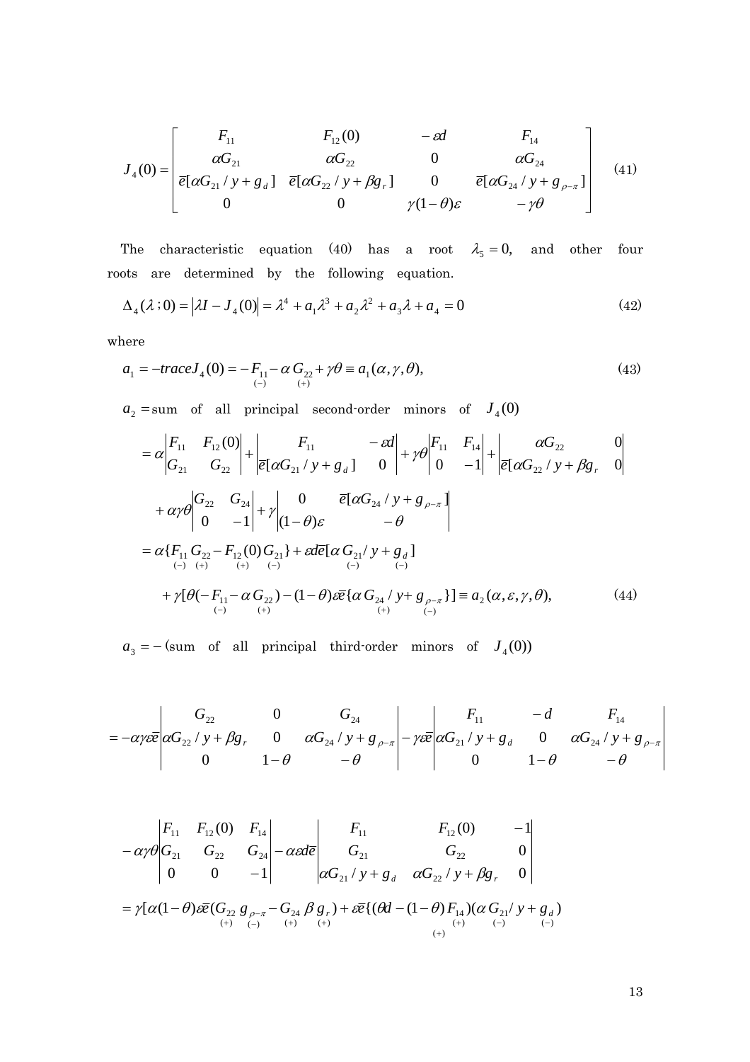$$
J_4(0) = \begin{bmatrix} F_{11} & F_{12}(0) & -\varepsilon d & F_{14} \\ \alpha G_{21} & \alpha G_{22} & 0 & \alpha G_{24} \\ \bar{e}[\alpha G_{21}/y + g_d] & \bar{e}[\alpha G_{22}/y + \beta g_r] & 0 & \bar{e}[\alpha G_{24}/y + g_{\rho-\pi}] \\ 0 & 0 & \gamma(1-\theta)\varepsilon & -\gamma\theta \end{bmatrix} \tag{41}
$$

The characteristic equation (40) has a root $\lambda_5 = 0$, and other four roots are determined by the following equation.

$$
\Delta_4(\lambda\,;0) = |\lambda I - J_4(0)| = \lambda^4 + a_1\lambda^3 + a_2\lambda^2 + a_3\lambda + a_4 = 0 \tag{42}
$$

where

$$
a_1 = -traceJ_4(0) = -\underset{(-)}{F_{11}} - \alpha \underset{(+)}{G_{22}} + \gamma\theta \equiv a_1(\alpha, \gamma, \theta), \tag{43}
$$

$a_2 =$ sum of all principal second-order minors of $J_4(0)$

$$
= \alpha\begin{vmatrix} F_{11} & F_{12}(0) \\ G_{21} & G_{22} \end{vmatrix} + \begin{vmatrix} F_{11} & -\varepsilon d \\ \bar{e}[\alpha G_{21}/y + g_d] & 0 \end{vmatrix} + \gamma\theta\begin{vmatrix} F_{11} & F_{14} \\ 0 & -1 \end{vmatrix} + \begin{vmatrix} \alpha G_{22} & 0 \\ \bar{e}[\alpha G_{22}/y + \beta g_r & 0 \end{vmatrix}
$$

$$
+ \alpha\gamma\theta\begin{vmatrix} G_{22} & G_{24} \\ 0 & -1 \end{vmatrix} + \gamma\begin{vmatrix} 0 & \bar{e}[\alpha G_{24}/y + g_{\rho-\pi}] \\ (1-\theta)\varepsilon & -\theta \end{vmatrix}
$$

$$
= \alpha\{\underset{(-)}{F_{11}}\,\underset{(+)}{G_{22}} - \underset{(+)}{F_{12}(0)}\,\underset{(-)}{G_{21}}\} + \varepsilon d\bar{e}[\alpha \underset{(-)}{G_{21}}/y + \underset{(-)}{g_d}]
$$

$$
+ \gamma[\theta(-\underset{(-)}{F_{11}} - \alpha \underset{(+)}{G_{22}}) - (1-\theta)\varepsilon\bar{e}\{\alpha \underset{(+)}{G_{24}}/y + \underset{(-)}{g_{\rho-\pi}}\}] \equiv a_2(\alpha, \varepsilon, \gamma, \theta), \tag{44}
$$

$a_3 = -$(sum of all principal third-order minors of $J_4(0)$)

$$
= -\alpha\gamma\varepsilon\bar{e}\begin{vmatrix} G_{22} & 0 & G_{24} \\ \alpha G_{22}/y + \beta g_r & 0 & \alpha G_{24}/y + g_{\rho-\pi} \\ 0 & 1-\theta & -\theta \end{vmatrix} - \gamma\varepsilon\bar{e}\begin{vmatrix} F_{11} & -d & F_{14} \\ \alpha G_{21}/y + g_d & 0 & \alpha G_{24}/y + g_{\rho-\pi} \\ 0 & 1-\theta & -\theta \end{vmatrix}
$$

$$
-\alpha\gamma\theta\begin{vmatrix} F_{11} & F_{12}(0) & F_{14} \\ G_{21} & G_{22} & G_{24} \\ 0 & 0 & -1 \end{vmatrix} - \alpha\varepsilon d\bar{e}\begin{vmatrix} F_{11} & F_{12}(0) & -1 \\ G_{21} & G_{22} & 0 \\ \alpha G_{21}/y + g_d & \alpha G_{22}/y + \beta g_r & 0 \end{vmatrix}
$$

$$
= \gamma[\alpha(1-\theta)\varepsilon\bar{e}(\underset{(+)}{G_{22}}\,\underset{(-)}{g_{\rho-\pi}} - \underset{(+)}{G_{24}}\,\beta\,\underset{(+)}{g_r}) + \varepsilon\bar{e}\{(\theta d - (1-\theta)\underset{(+)}{F_{14}})(\alpha \underset{(-)}{G_{21}}/y + \underset{(-)}{g_d})
$$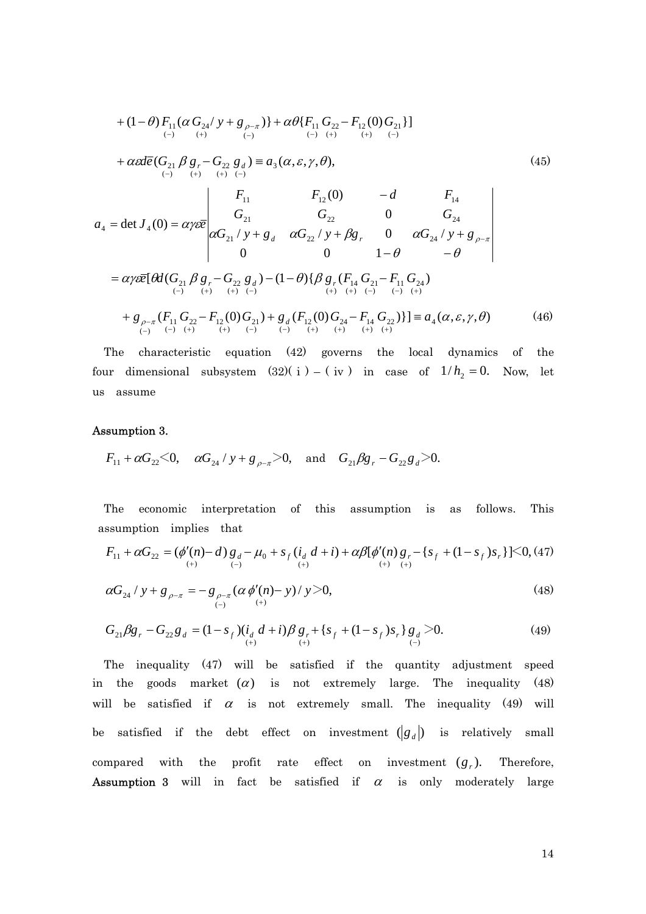$$+(1-\theta)\underset{(-)}{F_{11}}(\alpha \underset{(+)}{G_{24}}/y+\underset{(-)}{g_{\rho-\pi}})\}+\alpha\theta\{\underset{(-)}{F_{11}}\underset{(+)}{G_{22}}-\underset{(+)}{F_{12}(0)}\underset{(-)}{G_{21}}\}]$$

$$+\alpha\varepsilon d\bar{e}(\underset{(-)}{G_{21}}\beta \underset{(+)}{g_r}-\underset{(+)}{G_{22}}\underset{(-)}{g_d})\equiv a_3(\alpha,\varepsilon,\gamma,\theta), \tag{45}$$

$$a_4=\det J_4(0)=\alpha\gamma\varepsilon\bar{e}\begin{vmatrix} F_{11} & F_{12}(0) & -d & F_{14} \\ G_{21} & G_{22} & 0 & G_{24} \\ \alpha G_{21}/y+g_d & \alpha G_{22}/y+\beta g_r & 0 & \alpha G_{24}/y+g_{\rho-\pi} \\ 0 & 0 & 1-\theta & -\theta \end{vmatrix}$$

$$=\alpha\gamma\varepsilon\bar{e}[\theta d(\underset{(-)}{G_{21}}\beta \underset{(+)}{g_r}-\underset{(+)}{G_{22}}\underset{(-)}{g_d})-(1-\theta)\{\beta \underset{(+)}{g_r}(\underset{(+)}{F_{14}}\underset{(-)}{G_{21}}-\underset{(-)}{F_{11}}\underset{(+)}{G_{24}})$$

$$+\underset{(-)}{g_{\rho-\pi}}(\underset{(-)}{F_{11}}\underset{(+)}{G_{22}}-\underset{(+)}{F_{12}(0)}\underset{(-)}{G_{21}})+\underset{(-)}{g_d}(\underset{(+)}{F_{12}(0)}\underset{(+)}{G_{24}}-\underset{(+)}{F_{14}}\underset{(+)}{G_{22}})\}]\equiv a_4(\alpha,\varepsilon,\gamma,\theta) \tag{46}$$

The characteristic equation (42) governs the local dynamics of the four dimensional subsystem (32)( i ) – ( iv ) in case of $1/h_2=0.$ Now, let us assume

**Assumption 3.**

$$F_{11}+\alpha G_{22}<0, \quad \alpha G_{24}/y+g_{\rho-\pi}>0, \quad \text{and} \quad G_{21}\beta g_r-G_{22}g_d>0.$$

The economic interpretation of this assumption is as follows. This assumption implies that

$$F_{11}+\alpha G_{22}=(\underset{(+)}{\phi'(n)}-d)\underset{(-)}{g_d}-\mu_0+s_f(\underset{(+)}{i_d}\,d+i)+\alpha\beta[\underset{(+)}{\phi'(n)}\underset{(+)}{g_r}-\{s_f+(1-s_f)s_r\}]<0, \tag{47}$$

$$\alpha G_{24}/y+g_{\rho-\pi}=-\underset{(-)}{g_{\rho-\pi}}(\alpha \underset{(+)}{\phi'(n)}-y)/y>0, \tag{48}$$

$$G_{21}\beta g_r-G_{22}g_d=(1-s_f)(\underset{(+)}{i_d}\,d+i)\beta \underset{(+)}{g_r}+\{s_f+(1-s_f)s_r\}\underset{(-)}{g_d}>0. \tag{49}$$

The inequality (47) will be satisfied if the quantity adjustment speed in the goods market $(\alpha)$ is not extremely large. The inequality (48) will be satisfied if $\alpha$ is not extremely small. The inequality (49) will be satisfied if the debt effect on investment $(|g_d|)$ is relatively small compared with the profit rate effect on investment $(g_r)$. Therefore, **Assumption 3** will in fact be satisfied if $\alpha$ is only moderately large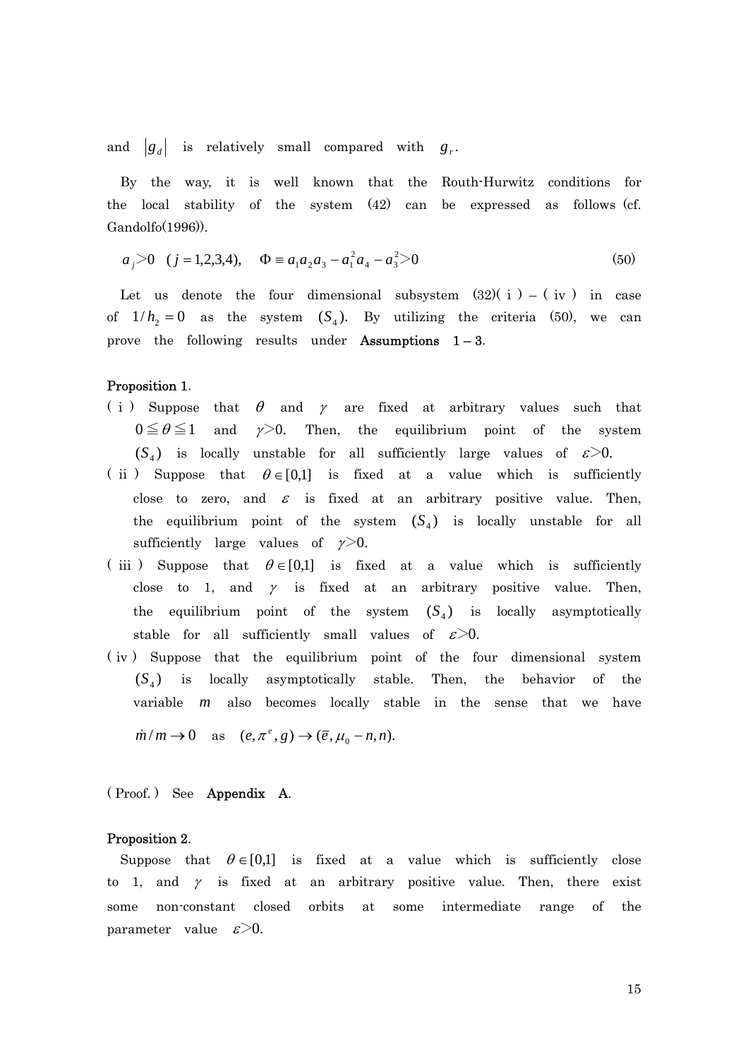and $|g_d|$ is relatively small compared with $g_r$.

By the way, it is well known that the Routh-Hurwitz conditions for the local stability of the system (42) can be expressed as follows (cf. Gandolfo(1996)).

$$a_j > 0 \quad (j = 1,2,3,4), \quad \Phi \equiv a_1 a_2 a_3 - a_1^2 a_4 - a_3^2 > 0 \tag{50}$$

Let us denote the four dimensional subsystem (32)( i ) – ( iv ) in case of $1/h_2 = 0$ as the system $(S_4)$. By utilizing the criteria (50), we can prove the following results under **Assumptions 1 – 3**.

**Proposition 1**.

( i ) Suppose that $\theta$ and $\gamma$ are fixed at arbitrary values such that $0 \leqq \theta \leqq 1$ and $\gamma > 0$. Then, the equilibrium point of the system $(S_4)$ is locally unstable for all sufficiently large values of $\varepsilon > 0$.

( ii ) Suppose that $\theta \in [0,1]$ is fixed at a value which is sufficiently close to zero, and $\varepsilon$ is fixed at an arbitrary positive value. Then, the equilibrium point of the system $(S_4)$ is locally unstable for all sufficiently large values of $\gamma > 0$.

( iii ) Suppose that $\theta \in [0,1]$ is fixed at a value which is sufficiently close to 1, and $\gamma$ is fixed at an arbitrary positive value. Then, the equilibrium point of the system $(S_4)$ is locally asymptotically stable for all sufficiently small values of $\varepsilon > 0$.

( iv ) Suppose that the equilibrium point of the four dimensional system $(S_4)$ is locally asymptotically stable. Then, the behavior of the variable $m$ also becomes locally stable in the sense that we have $\dot{m}/m \to 0$ as $(e, \pi^e, g) \to (\bar{e}, \mu_0 - n, n)$.

( Proof. ) See **Appendix A**.

**Proposition 2**.

Suppose that $\theta \in [0,1]$ is fixed at a value which is sufficiently close to 1, and $\gamma$ is fixed at an arbitrary positive value. Then, there exist some non-constant closed orbits at some intermediate range of the parameter value $\varepsilon > 0$.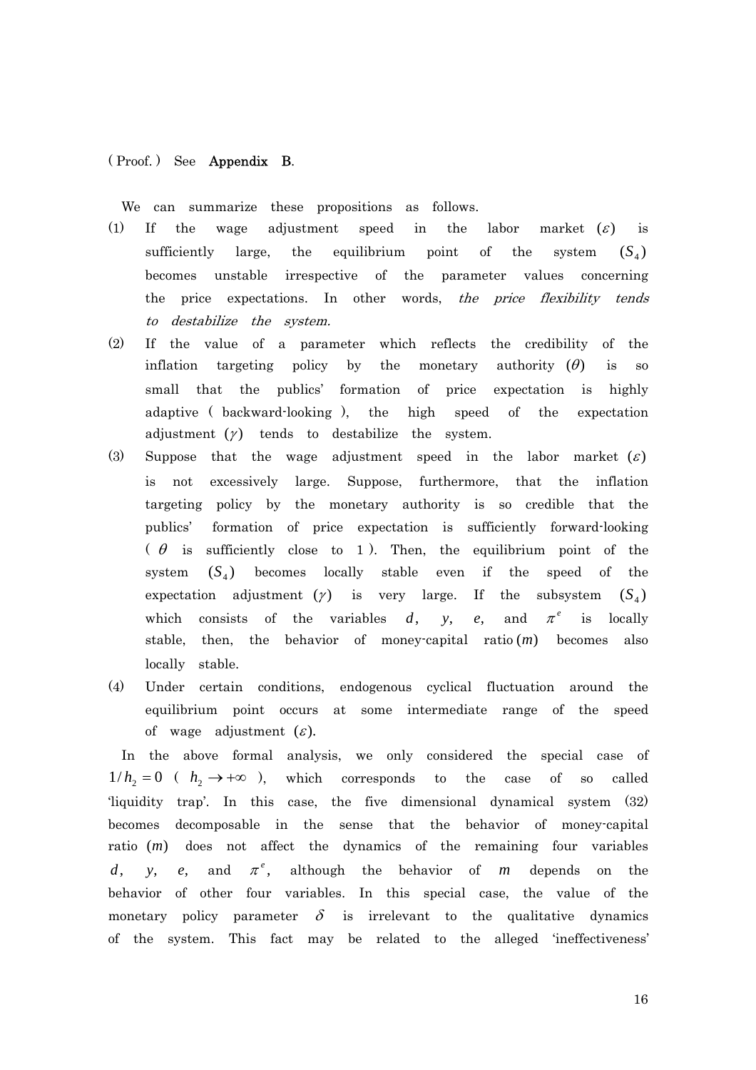( Proof. ) See **Appendix B**.

We can summarize these propositions as follows.

(1) If the wage adjustment speed in the labor market $(\varepsilon)$ is sufficiently large, the equilibrium point of the system $(S_4)$ becomes unstable irrespective of the parameter values concerning the price expectations. In other words, *the price flexibility tends to destabilize the system.*

(2) If the value of a parameter which reflects the credibility of the inflation targeting policy by the monetary authority $(\theta)$ is so small that the publics' formation of price expectation is highly adaptive ( backward-looking ), the high speed of the expectation adjustment $(\gamma)$ tends to destabilize the system.

(3) Suppose that the wage adjustment speed in the labor market $(\varepsilon)$ is not excessively large. Suppose, furthermore, that the inflation targeting policy by the monetary authority is so credible that the publics' formation of price expectation is sufficiently forward-looking ( $\theta$ is sufficiently close to 1 ). Then, the equilibrium point of the system $(S_4)$ becomes locally stable even if the speed of the expectation adjustment $(\gamma)$ is very large. If the subsystem $(S_4)$ which consists of the variables $d$, $y$, $e$, and $\pi^e$ is locally stable, then, the behavior of money-capital ratio $(m)$ becomes also locally stable.

(4) Under certain conditions, endogenous cyclical fluctuation around the equilibrium point occurs at some intermediate range of the speed of wage adjustment $(\varepsilon)$.

In the above formal analysis, we only considered the special case of $1/h_2 = 0$ ( $h_2 \to +\infty$ ), which corresponds to the case of so called 'liquidity trap'. In this case, the five dimensional dynamical system (32) becomes decomposable in the sense that the behavior of money-capital ratio $(m)$ does not affect the dynamics of the remaining four variables $d$, $y$, $e$, and $\pi^e$, although the behavior of $m$ depends on the behavior of other four variables. In this special case, the value of the monetary policy parameter $\delta$ is irrelevant to the qualitative dynamics of the system. This fact may be related to the alleged 'ineffectiveness'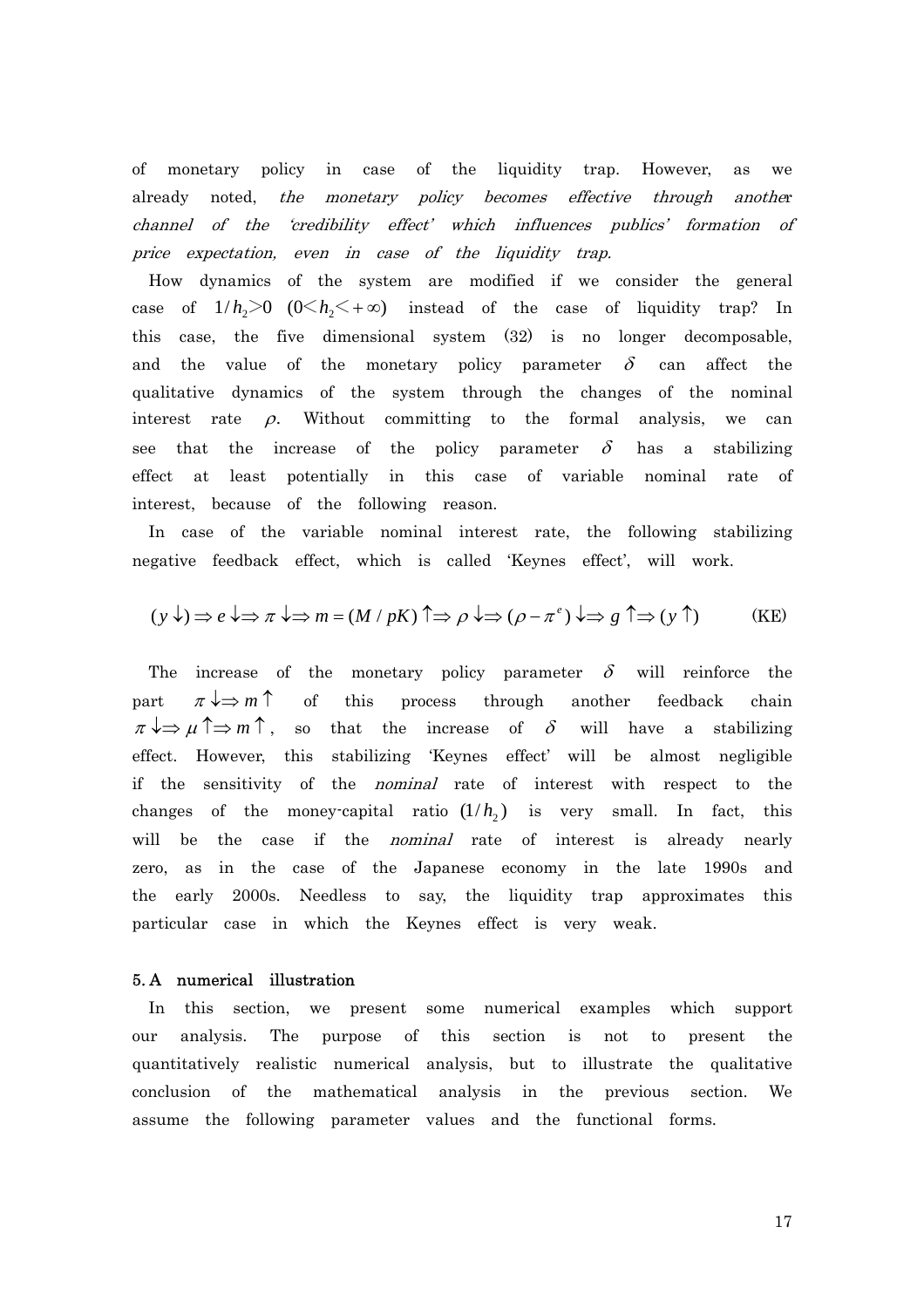of monetary policy in case of the liquidity trap. However, as we already noted, *the monetary policy becomes effective through another channel of the 'credibility effect' which influences publics' formation of price expectation, even in case of the liquidity trap.*

How dynamics of the system are modified if we consider the general case of $1/h_2 > 0$ $(0 < h_2 < +\infty)$ instead of the case of liquidity trap? In this case, the five dimensional system (32) is no longer decomposable, and the value of the monetary policy parameter $\delta$ can affect the qualitative dynamics of the system through the changes of the nominal interest rate $\rho$. Without committing to the formal analysis, we can see that the increase of the policy parameter $\delta$ has a stabilizing effect at least potentially in this case of variable nominal rate of interest, because of the following reason.

In case of the variable nominal interest rate, the following stabilizing negative feedback effect, which is called 'Keynes effect', will work.

$$(y \downarrow) \Rightarrow e \downarrow \Rightarrow \pi \downarrow \Rightarrow m = (M / pK) \uparrow \Rightarrow \rho \downarrow \Rightarrow (\rho - \pi^e) \downarrow \Rightarrow g \uparrow \Rightarrow (y \uparrow) \qquad \text{(KE)}$$

The increase of the monetary policy parameter $\delta$ will reinforce the part $\pi \downarrow \Rightarrow m \uparrow$ of this process through another feedback chain $\pi \downarrow \Rightarrow \mu \uparrow \Rightarrow m \uparrow$, so that the increase of $\delta$ will have a stabilizing effect. However, this stabilizing 'Keynes effect' will be almost negligible if the sensitivity of the *nominal* rate of interest with respect to the changes of the money-capital ratio $(1/h_2)$ is very small. In fact, this will be the case if the *nominal* rate of interest is already nearly zero, as in the case of the Japanese economy in the late 1990s and the early 2000s. Needless to say, the liquidity trap approximates this particular case in which the Keynes effect is very weak.

## 5. A numerical illustration

In this section, we present some numerical examples which support our analysis. The purpose of this section is not to present the quantitatively realistic numerical analysis, but to illustrate the qualitative conclusion of the mathematical analysis in the previous section. We assume the following parameter values and the functional forms.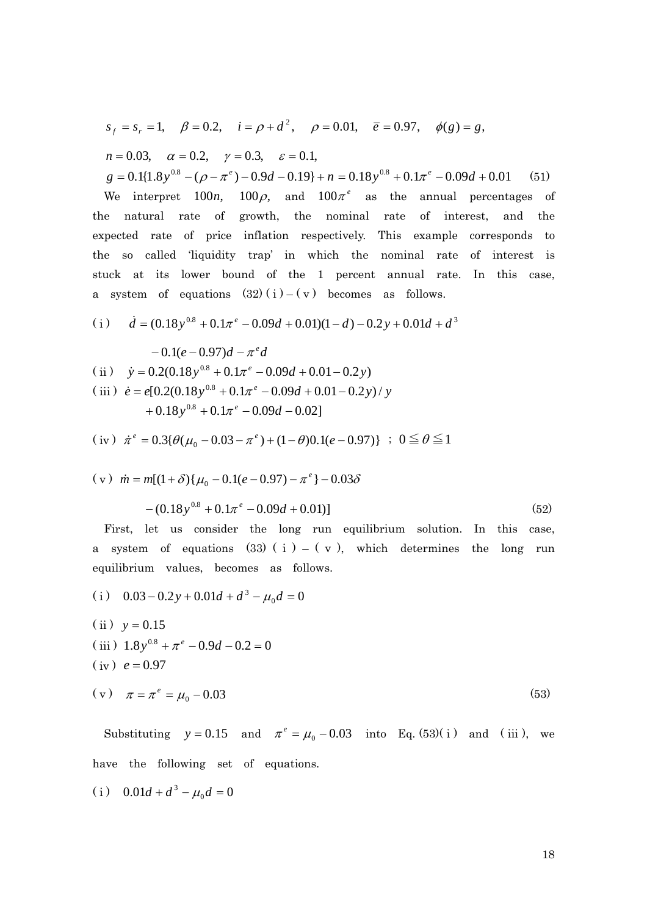$$s_f = s_r = 1, \quad \beta = 0.2, \quad i = \rho + d^2, \quad \rho = 0.01, \quad \bar{e} = 0.97, \quad \phi(g) = g,$$

$$n = 0.03, \quad \alpha = 0.2, \quad \gamma = 0.3, \quad \varepsilon = 0.1,$$

$$g = 0.1\{1.8y^{0.8} - (\rho - \pi^e) - 0.9d - 0.19\} + n = 0.18y^{0.8} + 0.1\pi^e - 0.09d + 0.01 \qquad (51)$$

We interpret $100n$, $100\rho$, and $100\pi^e$ as the annual percentages of the natural rate of growth, the nominal rate of interest, and the expected rate of price inflation respectively. This example corresponds to the so called 'liquidity trap' in which the nominal rate of interest is stuck at its lower bound of the 1 percent annual rate. In this case, a system of equations (32) (i) – (v) becomes as follows.

(i) $\dot{d} = (0.18y^{0.8} + 0.1\pi^e - 0.09d + 0.01)(1-d) - 0.2y + 0.01d + d^3$

$\qquad - 0.1(e - 0.97)d - \pi^e d$

(ii) $\dot{y} = 0.2(0.18y^{0.8} + 0.1\pi^e - 0.09d + 0.01 - 0.2y)$

(iii) $\dot{e} = e[0.2(0.18y^{0.8} + 0.1\pi^e - 0.09d + 0.01 - 0.2y)/y$

$\qquad + 0.18y^{0.8} + 0.1\pi^e - 0.09d - 0.02]$

(iv) $\dot{\pi}^e = 0.3\{\theta(\mu_0 - 0.03 - \pi^e) + (1-\theta)0.1(e - 0.97)\}$ ; $0 \leqq \theta \leqq 1$

(v) $\dot{m} = m[(1+\delta)\{\mu_0 - 0.1(e - 0.97) - \pi^e\} - 0.03\delta$

$$\qquad - (0.18y^{0.8} + 0.1\pi^e - 0.09d + 0.01)] \qquad (52)$$

First, let us consider the long run equilibrium solution. In this case, a system of equations (33) (i) – (v), which determines the long run equilibrium values, becomes as follows.

(i) $0.03 - 0.2y + 0.01d + d^3 - \mu_0 d = 0$

(ii) $y = 0.15$

(iii) $1.8y^{0.8} + \pi^e - 0.9d - 0.2 = 0$

(iv) $e = 0.97$

(v) $\pi = \pi^e = \mu_0 - 0.03 \qquad (53)$

Substituting $y = 0.15$ and $\pi^e = \mu_0 - 0.03$ into Eq. (53)(i) and (iii), we have the following set of equations.

(i) $0.01d + d^3 - \mu_0 d = 0$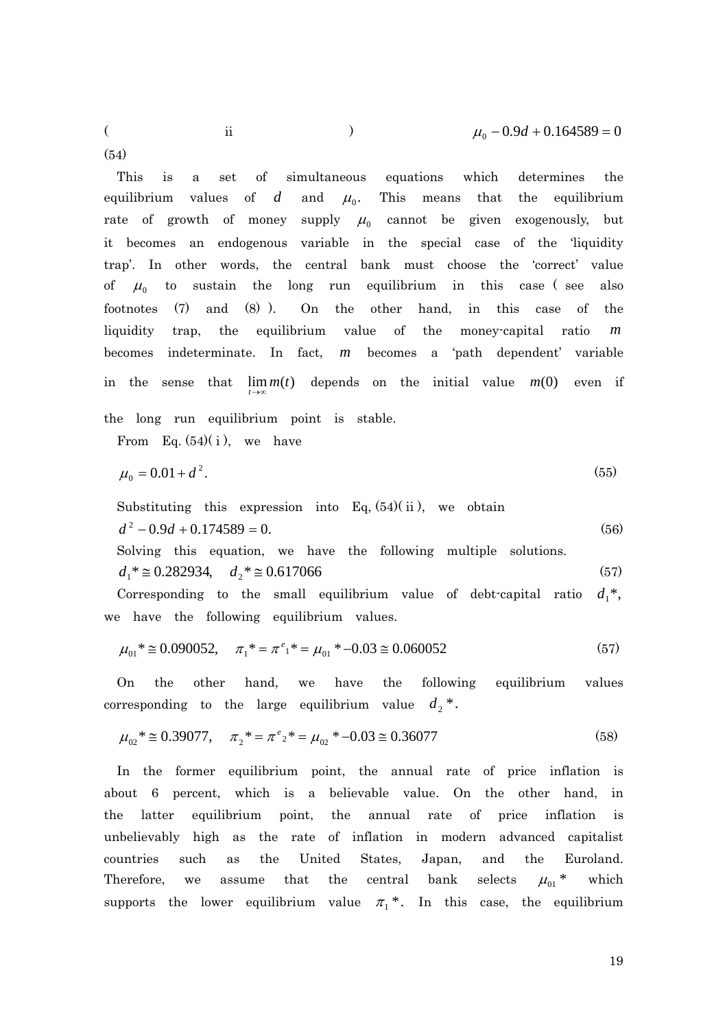$$(\text{ii}) \quad \mu_0 - 0.9d + 0.164589 = 0 \tag{54}$$

This is a set of simultaneous equations which determines the equilibrium values of $d$ and $\mu_0$. This means that the equilibrium rate of growth of money supply $\mu_0$ cannot be given exogenously, but it becomes an endogenous variable in the special case of the 'liquidity trap'. In other words, the central bank must choose the 'correct' value of $\mu_0$ to sustain the long run equilibrium in this case (see also footnotes (7) and (8)). On the other hand, in this case of the liquidity trap, the equilibrium value of the money-capital ratio $m$ becomes indeterminate. In fact, $m$ becomes a 'path dependent' variable in the sense that $\lim_{t \to \infty} m(t)$ depends on the initial value $m(0)$ even if the long run equilibrium point is stable.

From Eq. (54)(i), we have

$$\mu_0 = 0.01 + d^2. \tag{55}$$

Substituting this expression into Eq, (54)(ii), we obtain

$$d^2 - 0.9d + 0.174589 = 0. \tag{56}$$

Solving this equation, we have the following multiple solutions.

$$d_1{}^* \cong 0.282934, \quad d_2{}^* \cong 0.617066 \tag{57}$$

Corresponding to the small equilibrium value of debt-capital ratio $d_1{}^*$, we have the following equilibrium values.

$$\mu_{01}{}^* \cong 0.090052, \quad \pi_1{}^* = \pi^e{}_1{}^* = \mu_{01}{}^* - 0.03 \cong 0.060052 \tag{57}$$

On the other hand, we have the following equilibrium values corresponding to the large equilibrium value $d_2{}^*$.

$$\mu_{02}{}^* \cong 0.39077, \quad \pi_2{}^* = \pi^e{}_2{}^* = \mu_{02}{}^* - 0.03 \cong 0.36077 \tag{58}$$

In the former equilibrium point, the annual rate of price inflation is about 6 percent, which is a believable value. On the other hand, in the latter equilibrium point, the annual rate of price inflation is unbelievably high as the rate of inflation in modern advanced capitalist countries such as the United States, Japan, and the Euroland. Therefore, we assume that the central bank selects $\mu_{01}{}^*$ which supports the lower equilibrium value $\pi_1{}^*$. In this case, the equilibrium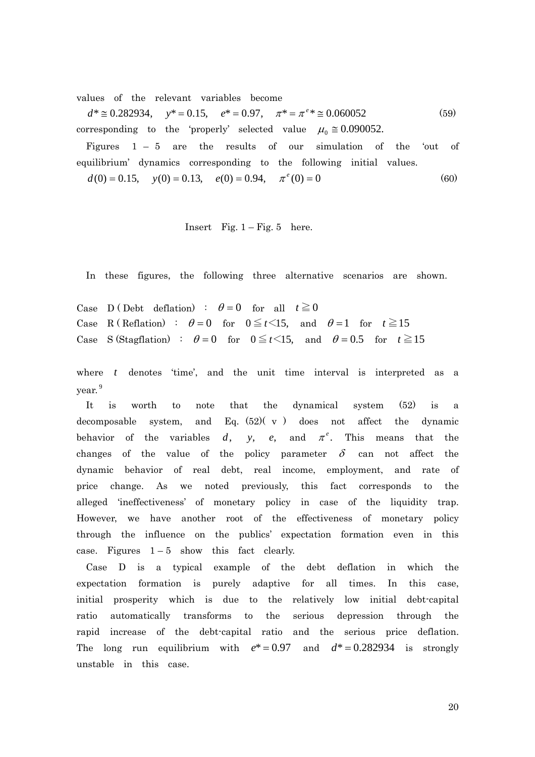values of the relevant variables become

$$d^* \cong 0.282934, \quad y^* = 0.15, \quad e^* = 0.97, \quad \pi^* = \pi^{e*} \cong 0.060052 \tag{59}$$

corresponding to the 'properly' selected value $\mu_0 \cong 0.090052$.

Figures 1 – 5 are the results of our simulation of the 'out of equilibrium' dynamics corresponding to the following initial values.

$$d(0) = 0.15, \quad y(0) = 0.13, \quad e(0) = 0.94, \quad \pi^e(0) = 0 \tag{60}$$

Insert Fig. 1 – Fig. 5 here.

In these figures, the following three alternative scenarios are shown.

Case D (Debt deflation) : $\theta = 0$ for all $t \geqq 0$

Case R (Reflation) : $\theta = 0$ for $0 \leqq t < 15$, and $\theta = 1$ for $t \geqq 15$

Case S (Stagflation) : $\theta = 0$ for $0 \leqq t < 15$, and $\theta = 0.5$ for $t \geqq 15$

where $t$ denotes 'time', and the unit time interval is interpreted as a year.[9]

It is worth to note that the dynamical system (52) is a decomposable system, and Eq. (52)( v ) does not affect the dynamic behavior of the variables $d$, $y$, $e$, and $\pi^e$. This means that the changes of the value of the policy parameter $\delta$ can not affect the dynamic behavior of real debt, real income, employment, and rate of price change. As we noted previously, this fact corresponds to the alleged 'ineffectiveness' of monetary policy in case of the liquidity trap. However, we have another root of the effectiveness of monetary policy through the influence on the publics' expectation formation even in this case. Figures 1 – 5 show this fact clearly.

Case D is a typical example of the debt deflation in which the expectation formation is purely adaptive for all times. In this case, initial prosperity which is due to the relatively low initial debt-capital ratio automatically transforms to the serious depression through the rapid increase of the debt-capital ratio and the serious price deflation. The long run equilibrium with $e^* = 0.97$ and $d^* = 0.282934$ is strongly unstable in this case.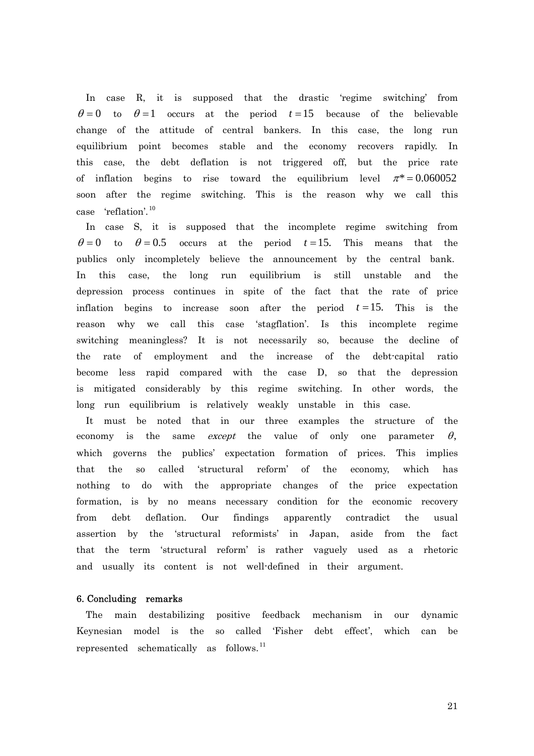In case R, it is supposed that the drastic 'regime switching' from $\theta = 0$ to $\theta = 1$ occurs at the period $t = 15$ because of the believable change of the attitude of central bankers. In this case, the long run equilibrium point becomes stable and the economy recovers rapidly. In this case, the debt deflation is not triggered off, but the price rate of inflation begins to rise toward the equilibrium level $\pi^* = 0.060052$ soon after the regime switching. This is the reason why we call this case 'reflation'.[10]

In case S, it is supposed that the incomplete regime switching from $\theta = 0$ to $\theta = 0.5$ occurs at the period $t = 15$. This means that the publics only incompletely believe the announcement by the central bank. In this case, the long run equilibrium is still unstable and the depression process continues in spite of the fact that the rate of price inflation begins to increase soon after the period $t = 15$. This is the reason why we call this case 'stagflation'. Is this incomplete regime switching meaningless? It is not necessarily so, because the decline of the rate of employment and the increase of the debt-capital ratio become less rapid compared with the case D, so that the depression is mitigated considerably by this regime switching. In other words, the long run equilibrium is relatively weakly unstable in this case.

It must be noted that in our three examples the structure of the economy is the same *except* the value of only one parameter $\theta$, which governs the publics' expectation formation of prices. This implies that the so called 'structural reform' of the economy, which has nothing to do with the appropriate changes of the price expectation formation, is by no means necessary condition for the economic recovery from debt deflation. Our findings apparently contradict the usual assertion by the 'structural reformists' in Japan, aside from the fact that the term 'structural reform' is rather vaguely used as a rhetoric and usually its content is not well-defined in their argument.

## 6. Concluding remarks

The main destabilizing positive feedback mechanism in our dynamic Keynesian model is the so called 'Fisher debt effect', which can be represented schematically as follows.[11]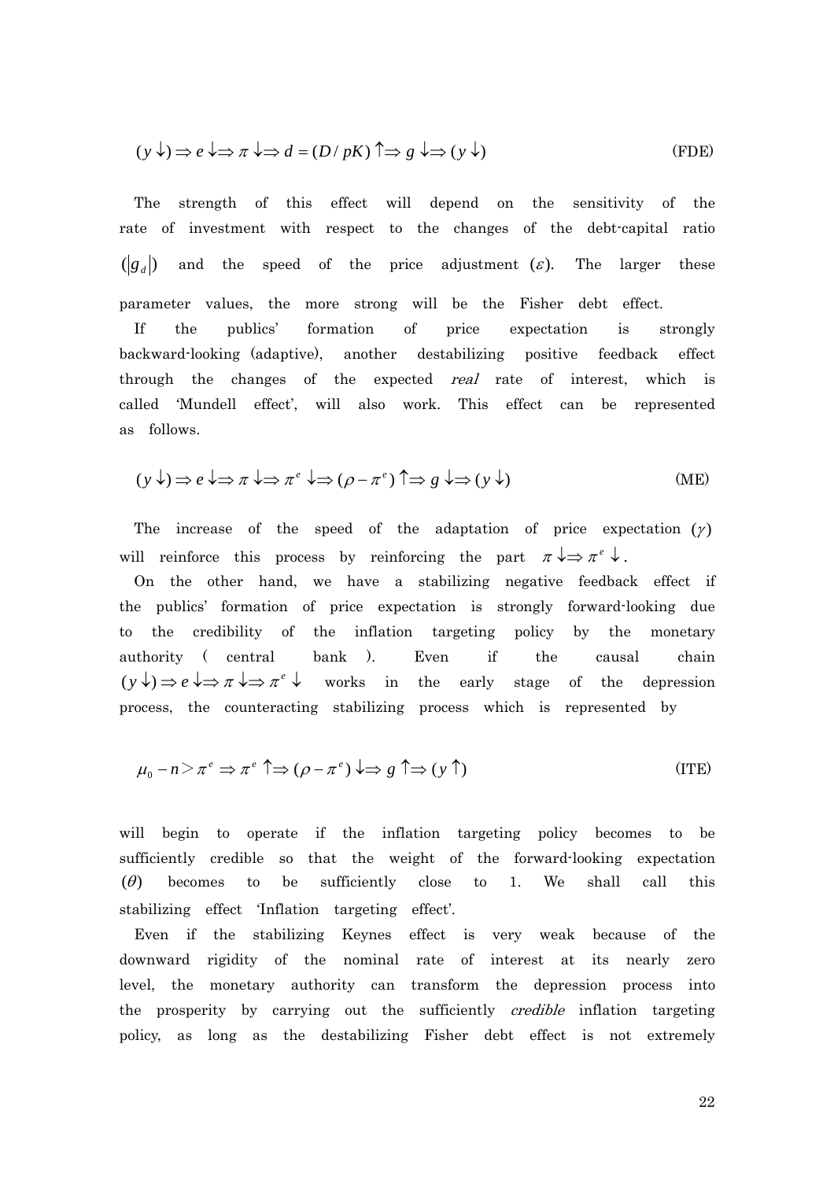$$(y\downarrow) \Rightarrow e\downarrow \Rightarrow \pi\downarrow \Rightarrow d = (D/pK)\uparrow \Rightarrow g\downarrow \Rightarrow (y\downarrow) \tag{FDE}$$

The strength of this effect will depend on the sensitivity of the rate of investment with respect to the changes of the debt-capital ratio ($|g_d|$) and the speed of the price adjustment ($\varepsilon$). The larger these parameter values, the more strong will be the Fisher debt effect.

If the publics' formation of price expectation is strongly backward-looking (adaptive), another destabilizing positive feedback effect through the changes of the expected *real* rate of interest, which is called 'Mundell effect', will also work. This effect can be represented as follows.

$$(y\downarrow) \Rightarrow e\downarrow \Rightarrow \pi\downarrow \Rightarrow \pi^e\downarrow \Rightarrow (\rho - \pi^e)\uparrow \Rightarrow g\downarrow \Rightarrow (y\downarrow) \tag{ME}$$

The increase of the speed of the adaptation of price expectation ($\gamma$) will reinforce this process by reinforcing the part $\pi\downarrow \Rightarrow \pi^e\downarrow$.

On the other hand, we have a stabilizing negative feedback effect if the publics' formation of price expectation is strongly forward-looking due to the credibility of the inflation targeting policy by the monetary authority (central bank). Even if the causal chain $(y\downarrow) \Rightarrow e\downarrow \Rightarrow \pi\downarrow \Rightarrow \pi^e\downarrow$ works in the early stage of the depression process, the counteracting stabilizing process which is represented by

$$\mu_0 - n > \pi^e \Rightarrow \pi^e\uparrow \Rightarrow (\rho - \pi^e)\downarrow \Rightarrow g\uparrow \Rightarrow (y\uparrow) \tag{ITE}$$

will begin to operate if the inflation targeting policy becomes to be sufficiently credible so that the weight of the forward-looking expectation ($\theta$) becomes to be sufficiently close to 1. We shall call this stabilizing effect 'Inflation targeting effect'.

Even if the stabilizing Keynes effect is very weak because of the downward rigidity of the nominal rate of interest at its nearly zero level, the monetary authority can transform the depression process into the prosperity by carrying out the sufficiently *credible* inflation targeting policy, as long as the destabilizing Fisher debt effect is not extremely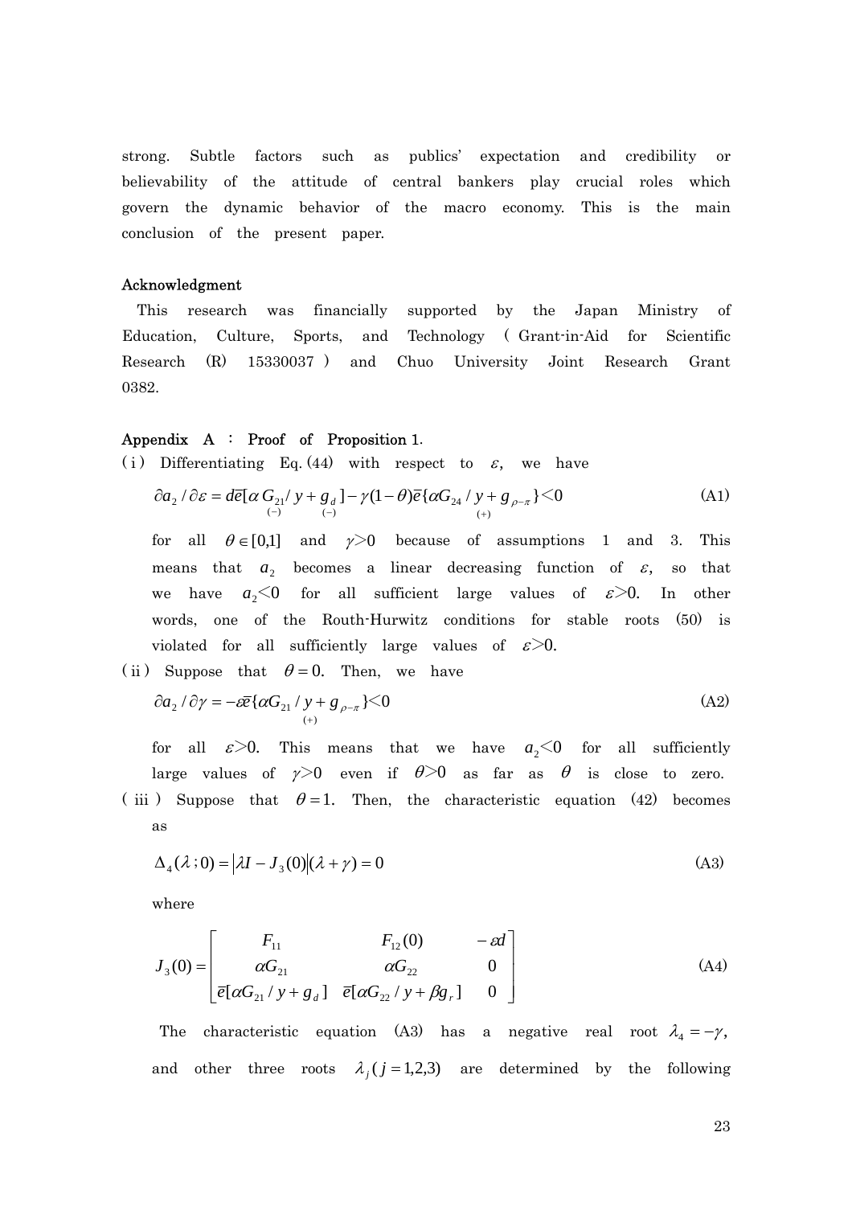strong. Subtle factors such as publics' expectation and credibility or believability of the attitude of central bankers play crucial roles which govern the dynamic behavior of the macro economy. This is the main conclusion of the present paper.

**Acknowledgment**

This research was financially supported by the Japan Ministry of Education, Culture, Sports, and Technology (Grant-in-Aid for Scientific Research (R) 15330037) and Chuo University Joint Research Grant 0382.

**Appendix A : Proof of Proposition 1.**

(i) Differentiating Eq. (44) with respect to $\varepsilon$, we have

$$\partial a_2 / \partial \varepsilon = d\bar{e}[\alpha \underset{(-)}{G_{21}} / y + \underset{(-)}{g_d}] - \gamma(1-\theta)\bar{e}\{\alpha \underset{(+)}{G_{24} / y + g_{\rho-\pi}}\} < 0 \tag{A1}$$

for all $\theta \in [0,1]$ and $\gamma > 0$ because of assumptions 1 and 3. This means that $a_2$ becomes a linear decreasing function of $\varepsilon$, so that we have $a_2 < 0$ for all sufficient large values of $\varepsilon > 0$. In other words, one of the Routh-Hurwitz conditions for stable roots (50) is violated for all sufficiently large values of $\varepsilon > 0$.

(ii) Suppose that $\theta = 0$. Then, we have

$$\partial a_2 / \partial \gamma = -\varepsilon\bar{e}\{\underset{(+)}{\alpha G_{21} / y + g_{\rho-\pi}}\} < 0 \tag{A2}$$

for all $\varepsilon > 0$. This means that we have $a_2 < 0$ for all sufficiently large values of $\gamma > 0$ even if $\theta > 0$ as far as $\theta$ is close to zero.

(iii) Suppose that $\theta = 1$. Then, the characteristic equation (42) becomes as

$$\Delta_4(\lambda\,;0) = |\lambda I - J_3(0)|(\lambda + \gamma) = 0 \tag{A3}$$

where

$$J_3(0) = \begin{bmatrix} F_{11} & F_{12}(0) & -\varepsilon d \\ \alpha G_{21} & \alpha G_{22} & 0 \\ \bar{e}[\alpha G_{21} / y + g_d] & \bar{e}[\alpha G_{22} / y + \beta g_r] & 0 \end{bmatrix} \tag{A4}$$

The characteristic equation (A3) has a negative real root $\lambda_4 = -\gamma$, and other three roots $\lambda_j (j = 1,2,3)$ are determined by the following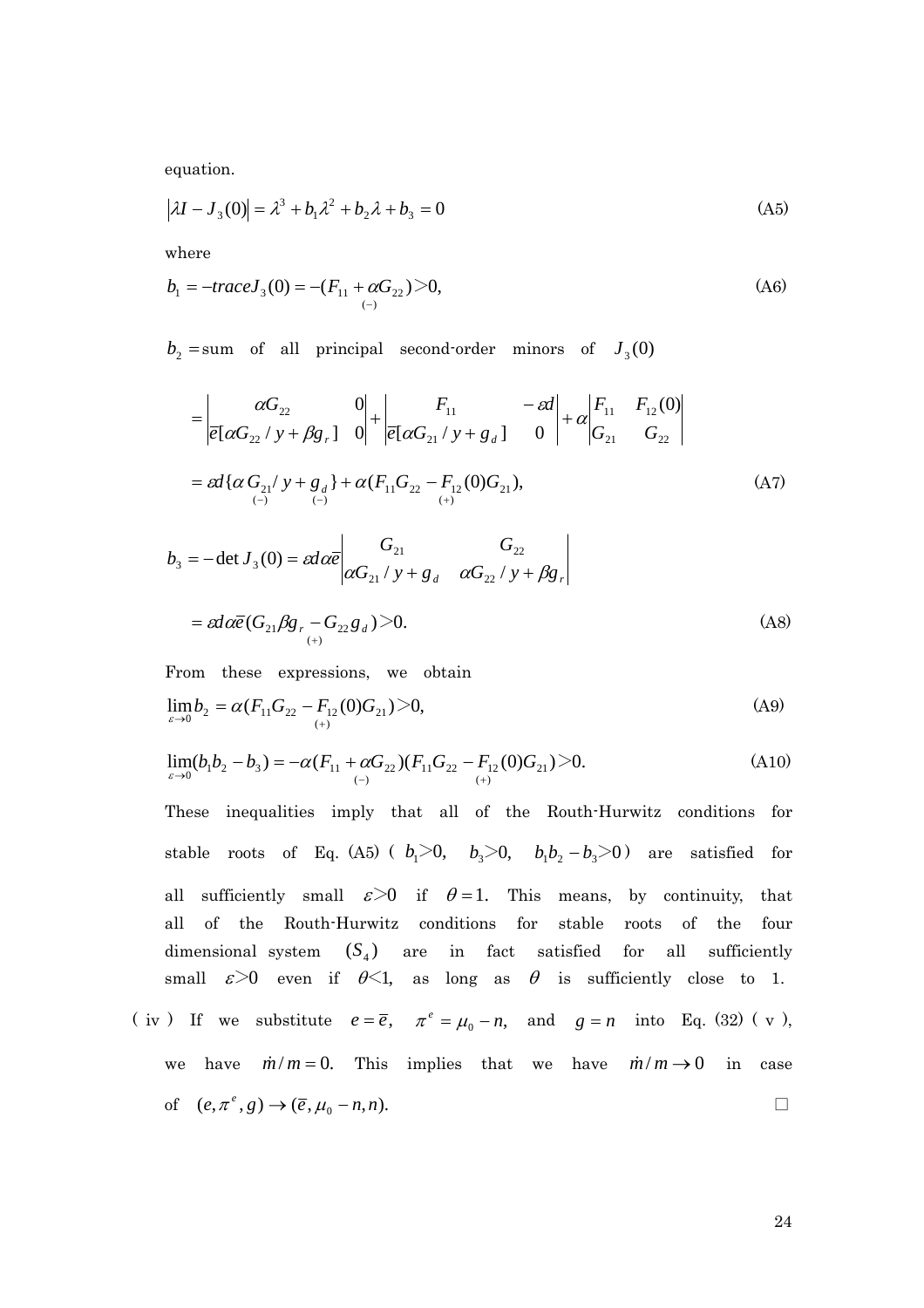equation.

$$\left|\lambda I - J_3(0)\right| = \lambda^3 + b_1\lambda^2 + b_2\lambda + b_3 = 0 \tag{A5}$$

where

$$b_1 = -traceJ_3(0) = -(F_{11} + \alpha \underset{(-)}{G_{22}}) > 0, \tag{A6}$$

$b_2$ = sum of all principal second-order minors of $J_3(0)$

$$= \begin{vmatrix} \alpha G_{22} & 0 \\ \bar{e}[\alpha G_{22}/y + \beta g_r] & 0 \end{vmatrix} + \begin{vmatrix} F_{11} & -\varepsilon d \\ \bar{e}[\alpha G_{21}/y + g_d] & 0 \end{vmatrix} + \alpha \begin{vmatrix} F_{11} & F_{12}(0) \\ G_{21} & G_{22} \end{vmatrix}$$

$$= \varepsilon d\{\alpha \underset{(-)}{G_{21}}/y + \underset{(-)}{g_d}\} + \alpha(F_{11}G_{22} - \underset{(+)}{F_{12}}(0)G_{21}), \tag{A7}$$

$$b_3 = -\det J_3(0) = \varepsilon d\alpha\bar{e} \begin{vmatrix} G_{21} & G_{22} \\ \alpha G_{21}/y + g_d & \alpha G_{22}/y + \beta g_r \end{vmatrix}$$

$$= \varepsilon d\alpha\bar{e}(G_{21}\beta \underset{(+)}{g_r} - G_{22}g_d) > 0. \tag{A8}$$

From these expressions, we obtain

$$\lim_{\varepsilon \to 0} b_2 = \alpha(F_{11}G_{22} - \underset{(+)}{F_{12}}(0)G_{21}) > 0, \tag{A9}$$

$$\lim_{\varepsilon \to 0}(b_1 b_2 - b_3) = -\alpha(F_{11} + \alpha \underset{(-)}{G_{22}})(F_{11}G_{22} - \underset{(+)}{F_{12}}(0)G_{21}) > 0. \tag{A10}$$

These inequalities imply that all of the Routh-Hurwitz conditions for stable roots of Eq. (A5) ( $b_1 > 0$, $b_3 > 0$, $b_1 b_2 - b_3 > 0$ ) are satisfied for all sufficiently small $\varepsilon > 0$ if $\theta = 1$. This means, by continuity, that all of the Routh-Hurwitz conditions for stable roots of the four dimensional system $(S_4)$ are in fact satisfied for all sufficiently small $\varepsilon > 0$ even if $\theta < 1$, as long as $\theta$ is sufficiently close to 1.

(iv) If we substitute $e = \bar{e}$, $\pi^e = \mu_0 - n$, and $g = n$ into Eq. (32) (v), we have $\dot{m}/m = 0$. This implies that we have $\dot{m}/m \to 0$ in case of $(e, \pi^e, g) \to (\bar{e}, \mu_0 - n, n)$. □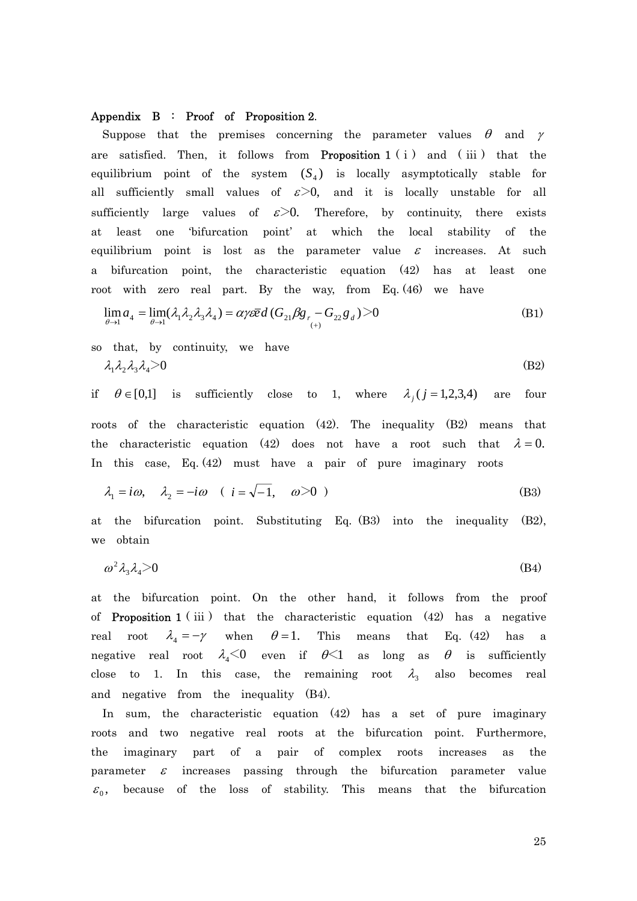**Appendix B : Proof of Proposition 2.**

Suppose that the premises concerning the parameter values $\theta$ and $\gamma$ are satisfied. Then, it follows from **Proposition 1** ( i ) and ( iii ) that the equilibrium point of the system $(S_4)$ is locally asymptotically stable for all sufficiently small values of $\varepsilon > 0$, and it is locally unstable for all sufficiently large values of $\varepsilon > 0$. Therefore, by continuity, there exists at least one 'bifurcation point' at which the local stability of the equilibrium point is lost as the parameter value $\varepsilon$ increases. At such a bifurcation point, the characteristic equation (42) has at least one root with zero real part. By the way, from Eq. (46) we have

$$\lim_{\theta \to 1} a_4 = \lim_{\theta \to 1} (\lambda_1 \lambda_2 \lambda_3 \lambda_4) = \alpha \gamma \varepsilon \bar{e} d \, (G_{21} \beta \underset{(+)}{g_r} - G_{22} g_d) > 0 \tag{B1}$$

so that, by continuity, we have

$$\lambda_1 \lambda_2 \lambda_3 \lambda_4 > 0 \tag{B2}$$

if $\theta \in [0,1]$ is sufficiently close to 1, where $\lambda_j \, (j = 1,2,3,4)$ are four roots of the characteristic equation (42). The inequality (B2) means that the characteristic equation (42) does not have a root such that $\lambda = 0$. In this case, Eq. (42) must have a pair of pure imaginary roots

$$\lambda_1 = i\omega, \quad \lambda_2 = -i\omega \quad ( \, i = \sqrt{-1}, \quad \omega > 0 \, ) \tag{B3}$$

at the bifurcation point. Substituting Eq. (B3) into the inequality (B2), we obtain

$$\omega^2 \lambda_3 \lambda_4 > 0 \tag{B4}$$

at the bifurcation point. On the other hand, it follows from the proof of **Proposition 1** ( iii ) that the characteristic equation (42) has a negative real root $\lambda_4 = -\gamma$ when $\theta = 1$. This means that Eq. (42) has a negative real root $\lambda_4 < 0$ even if $\theta < 1$ as long as $\theta$ is sufficiently close to 1. In this case, the remaining root $\lambda_3$ also becomes real and negative from the inequality (B4).

In sum, the characteristic equation (42) has a set of pure imaginary roots and two negative real roots at the bifurcation point. Furthermore, the imaginary part of a pair of complex roots increases as the parameter $\varepsilon$ increases passing through the bifurcation parameter value $\varepsilon_0$, because of the loss of stability. This means that the bifurcation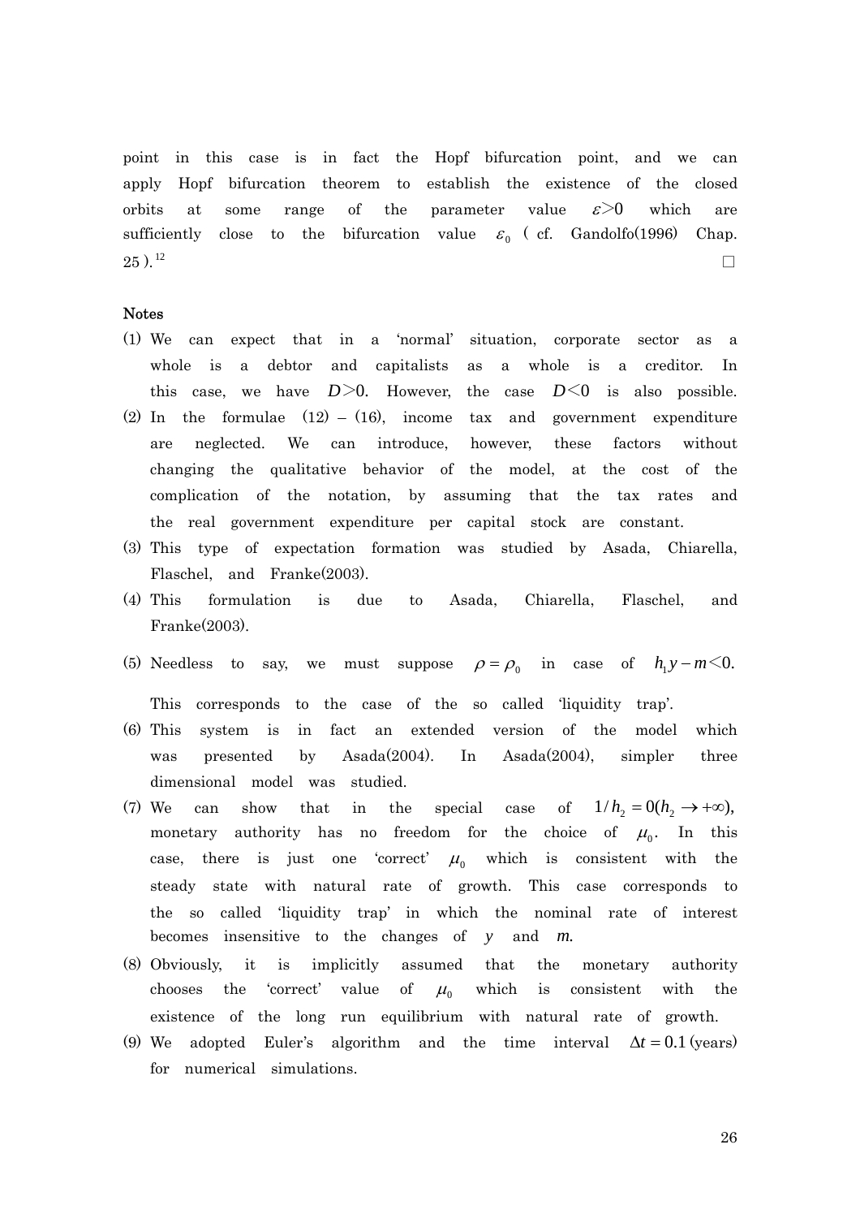point in this case is in fact the Hopf bifurcation point, and we can apply Hopf bifurcation theorem to establish the existence of the closed orbits at some range of the parameter value $\varepsilon > 0$ which are sufficiently close to the bifurcation value $\varepsilon_0$ ( cf. Gandolfo(1996) Chap. 25 ).[12] □

**Notes**

(1) We can expect that in a 'normal' situation, corporate sector as a whole is a debtor and capitalists as a whole is a creditor. In this case, we have $D > 0$. However, the case $D < 0$ is also possible.

(2) In the formulae (12) – (16), income tax and government expenditure are neglected. We can introduce, however, these factors without changing the qualitative behavior of the model, at the cost of the complication of the notation, by assuming that the tax rates and the real government expenditure per capital stock are constant.

(3) This type of expectation formation was studied by Asada, Chiarella, Flaschel, and Franke(2003).

(4) This formulation is due to Asada, Chiarella, Flaschel, and Franke(2003).

(5) Needless to say, we must suppose $\rho = \rho_0$ in case of $h_1 y - m < 0$. This corresponds to the case of the so called 'liquidity trap'.

(6) This system is in fact an extended version of the model which was presented by Asada(2004). In Asada(2004), simpler three dimensional model was studied.

(7) We can show that in the special case of $1/h_2 = 0 (h_2 \to +\infty)$, monetary authority has no freedom for the choice of $\mu_0$. In this case, there is just one 'correct' $\mu_0$ which is consistent with the steady state with natural rate of growth. This case corresponds to the so called 'liquidity trap' in which the nominal rate of interest becomes insensitive to the changes of $y$ and $m$.

(8) Obviously, it is implicitly assumed that the monetary authority chooses the 'correct' value of $\mu_0$ which is consistent with the existence of the long run equilibrium with natural rate of growth.

(9) We adopted Euler's algorithm and the time interval $\Delta t = 0.1$ (years) for numerical simulations.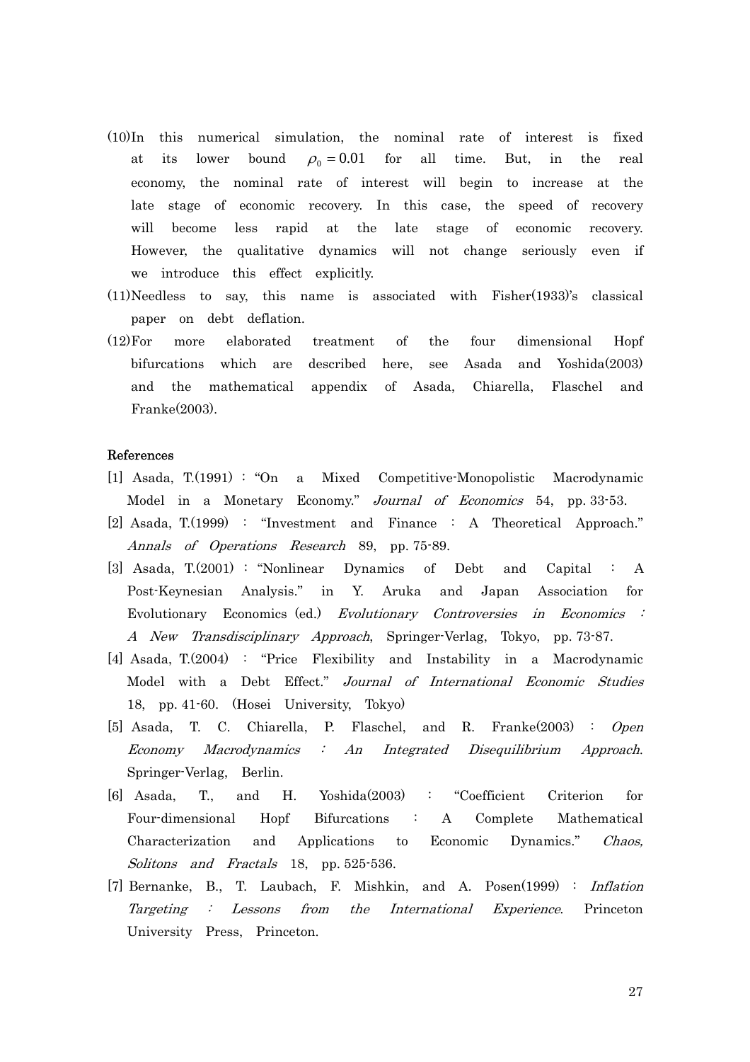(10) In this numerical simulation, the nominal rate of interest is fixed at its lower bound $\rho_0 = 0.01$ for all time. But, in the real economy, the nominal rate of interest will begin to increase at the late stage of economic recovery. In this case, the speed of recovery will become less rapid at the late stage of economic recovery. However, the qualitative dynamics will not change seriously even if we introduce this effect explicitly.

(11) Needless to say, this name is associated with Fisher(1933)'s classical paper on debt deflation.

(12) For more elaborated treatment of the four dimensional Hopf bifurcations which are described here, see Asada and Yoshida(2003) and the mathematical appendix of Asada, Chiarella, Flaschel and Franke(2003).

**References**

[1] Asada, T.(1991) : "On a Mixed Competitive-Monopolistic Macrodynamic Model in a Monetary Economy." *Journal of Economics* 54, pp. 33-53.

[2] Asada, T.(1999) : "Investment and Finance : A Theoretical Approach." *Annals of Operations Research* 89, pp. 75-89.

[3] Asada, T.(2001) : "Nonlinear Dynamics of Debt and Capital : A Post-Keynesian Analysis." in Y. Aruka and Japan Association for Evolutionary Economics (ed.) *Evolutionary Controversies in Economics : A New Transdisciplinary Approach*, Springer-Verlag, Tokyo, pp. 73-87.

[4] Asada, T.(2004) : "Price Flexibility and Instability in a Macrodynamic Model with a Debt Effect." *Journal of International Economic Studies* 18, pp. 41-60. (Hosei University, Tokyo)

[5] Asada, T. C. Chiarella, P. Flaschel, and R. Franke(2003) : *Open Economy Macrodynamics : An Integrated Disequilibrium Approach*. Springer-Verlag, Berlin.

[6] Asada, T., and H. Yoshida(2003) : "Coefficient Criterion for Four-dimensional Hopf Bifurcations : A Complete Mathematical Characterization and Applications to Economic Dynamics." *Chaos, Solitons and Fractals* 18, pp. 525-536.

[7] Bernanke, B., T. Laubach, F. Mishkin, and A. Posen(1999) : *Inflation Targeting : Lessons from the International Experience*. Princeton University Press, Princeton.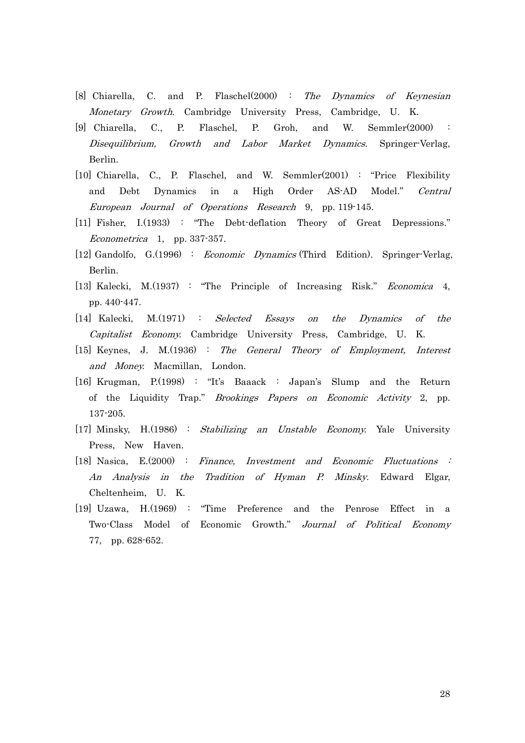[8] Chiarella, C. and P. Flaschel(2000) ： *The Dynamics of Keynesian Monetary Growth*. Cambridge University Press, Cambridge, U. K.

[9] Chiarella, C., P. Flaschel, P. Groh, and W. Semmler(2000) ： *Disequilibrium, Growth and Labor Market Dynamics.* Springer-Verlag, Berlin.

[10] Chiarella, C., P. Flaschel, and W. Semmler(2001) ： "Price Flexibility and Debt Dynamics in a High Order AS-AD Model." *Central European Journal of Operations Research* 9, pp. 119-145.

[11] Fisher, I.(1933) ： "The Debt-deflation Theory of Great Depressions." *Econometrica* 1, pp. 337-357.

[12] Gandolfo, G.(1996) ： *Economic Dynamics* (Third Edition). Springer-Verlag, Berlin.

[13] Kalecki, M.(1937) ： "The Principle of Increasing Risk." *Economica* 4, pp. 440-447.

[14] Kalecki, M.(1971) ： *Selected Essays on the Dynamics of the Capitalist Economy.* Cambridge University Press, Cambridge, U. K.

[15] Keynes, J. M.(1936) ： *The General Theory of Employment, Interest and Money.* Macmillan, London.

[16] Krugman, P.(1998) ： "It's Baaack ： Japan's Slump and the Return of the Liquidity Trap." *Brookings Papers on Economic Activity* 2, pp. 137-205.

[17] Minsky, H.(1986) ： *Stabilizing an Unstable Economy.* Yale University Press, New Haven.

[18] Nasica, E.(2000) ： *Finance, Investment and Economic Fluctuations : An Analysis in the Tradition of Hyman P. Minsky*. Edward Elgar, Cheltenheim, U. K.

[19] Uzawa, H.(1969) ： "Time Preference and the Penrose Effect in a Two-Class Model of Economic Growth." *Journal of Political Economy* 77, pp. 628-652.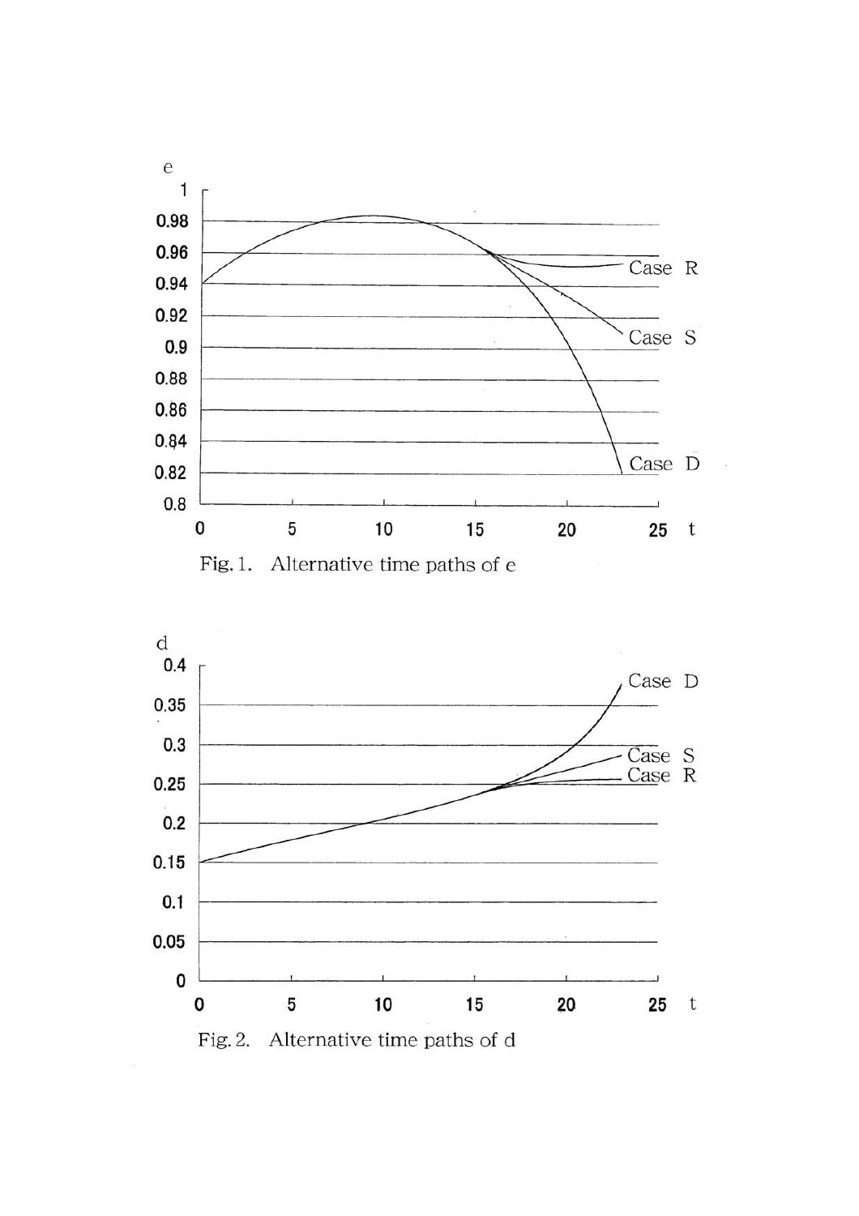Fig. 1. Alternative time paths of e

Fig. 2. Alternative time paths of d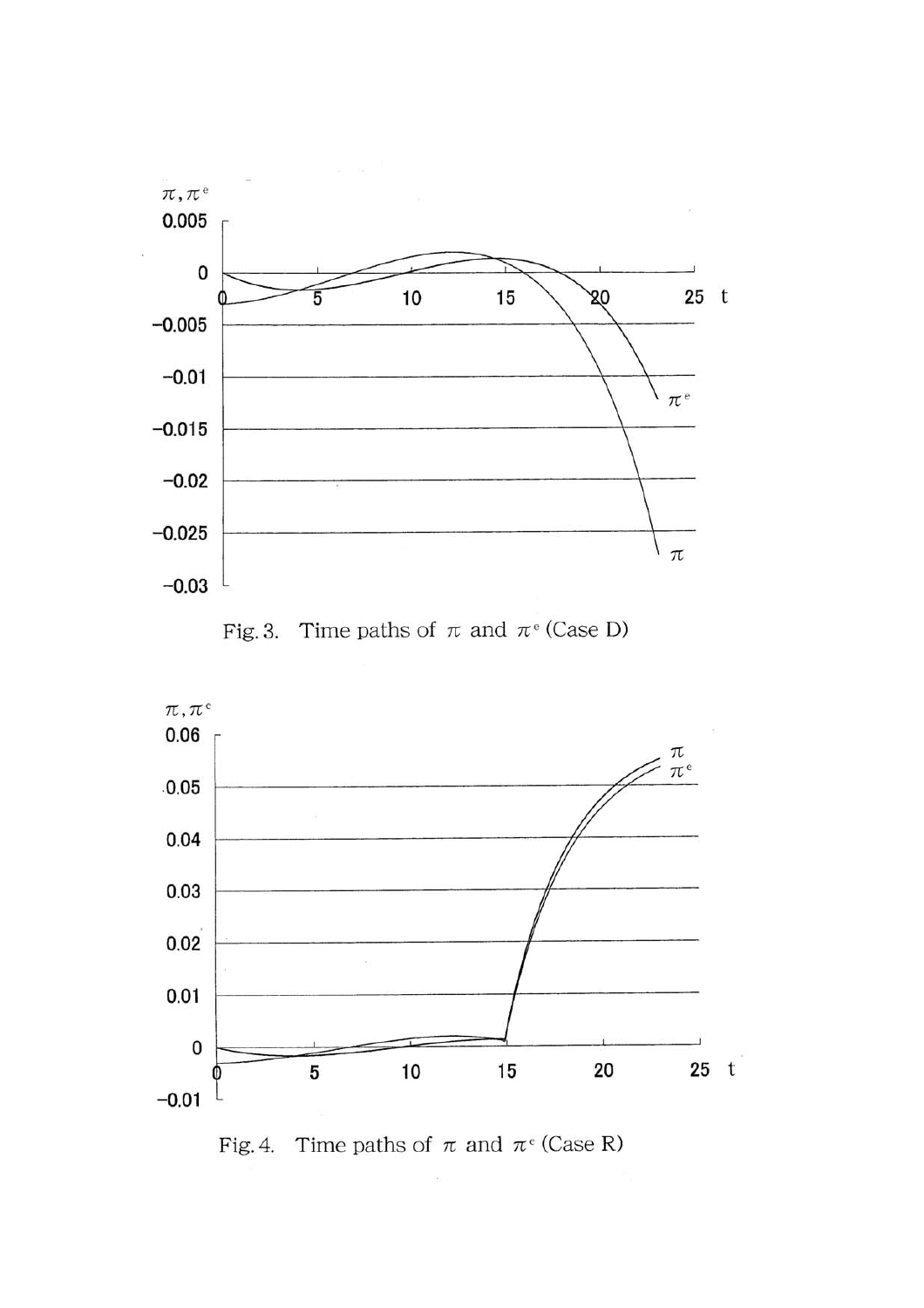Fig. 3. Time paths of $\pi$ and $\pi^e$ (Case D)

Fig. 4. Time paths of $\pi$ and $\pi^e$ (Case R)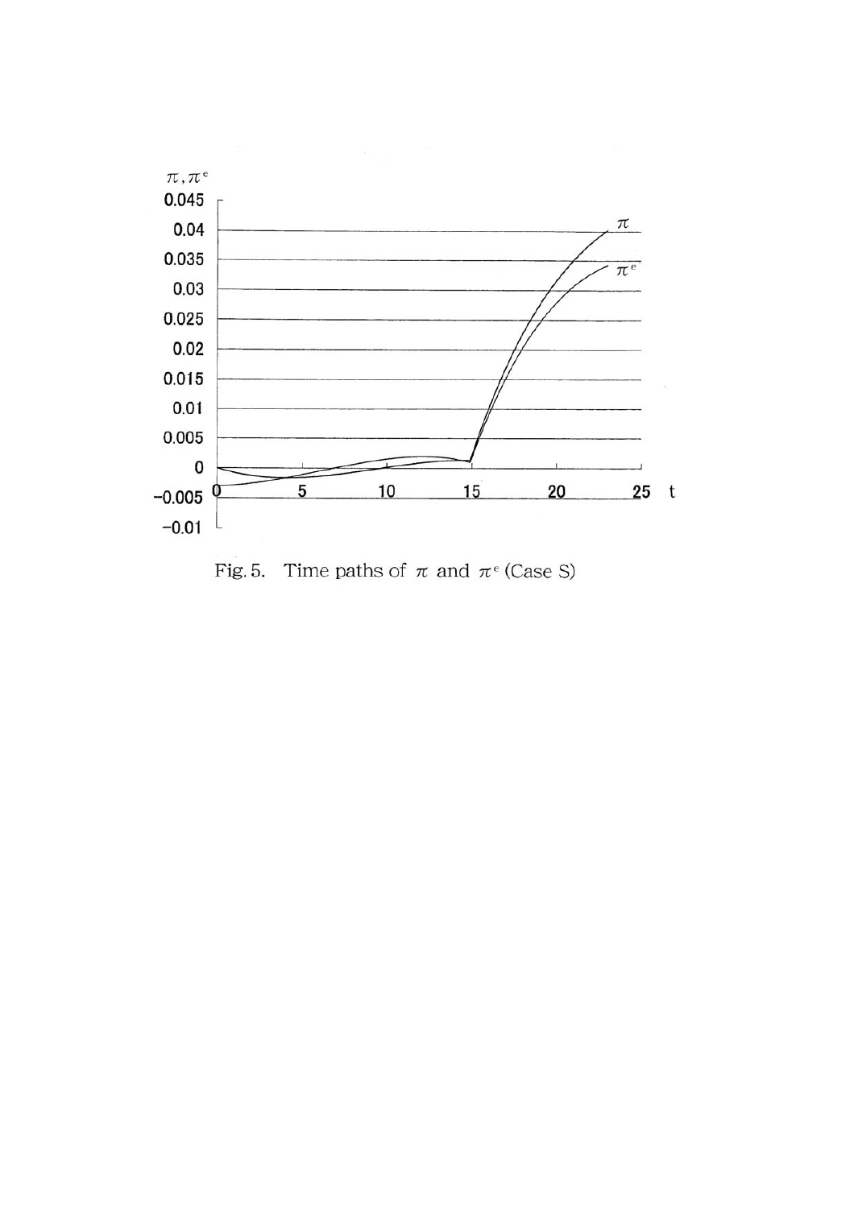$\pi, \pi^e$

0.045

0.04

0.035

0.03

0.025

0.02

0.015

0.01

0.005

0

-0.005

-0.01

0 5 10 15 20 25 t

$\pi$

$\pi^e$

Fig. 5. Time paths of $\pi$ and $\pi^e$ (Case S)